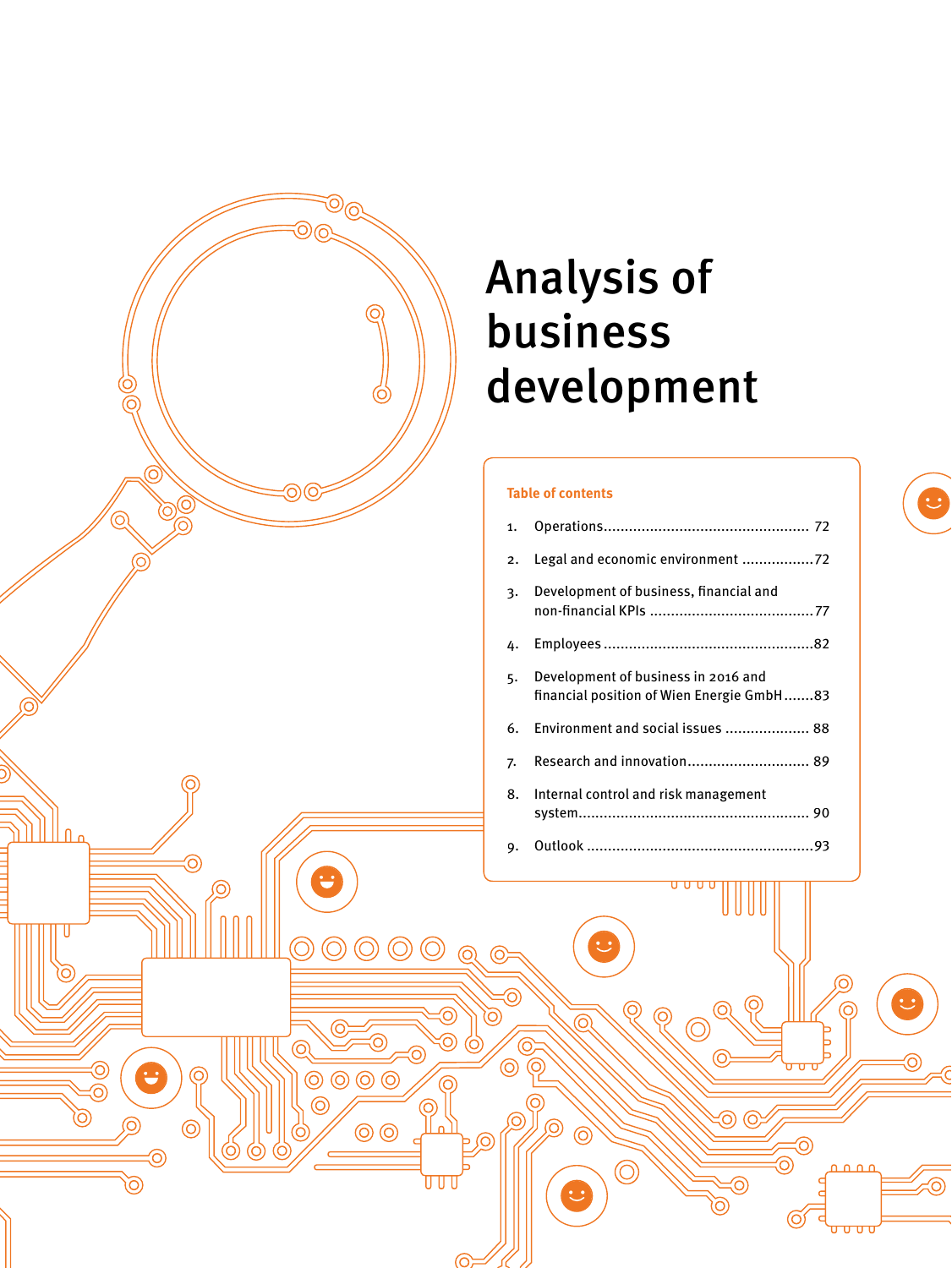# Analysis of business development

**Table of contents**

1. Operations ........................................................ 72
2. Legal and economic environment ................. 72
3. Development of business, financial and non-financial KPIs ........................................ 77
4. Employees ........................................................ 82
5. Development of business in 2016 and financial position of Wien Energie GmbH ....... 83
6. Environment and social issues .................... 88
7. Research and innovation ............................. 89
8. Internal control and risk management system ........................................................ 90
9. Outlook ........................................................ 93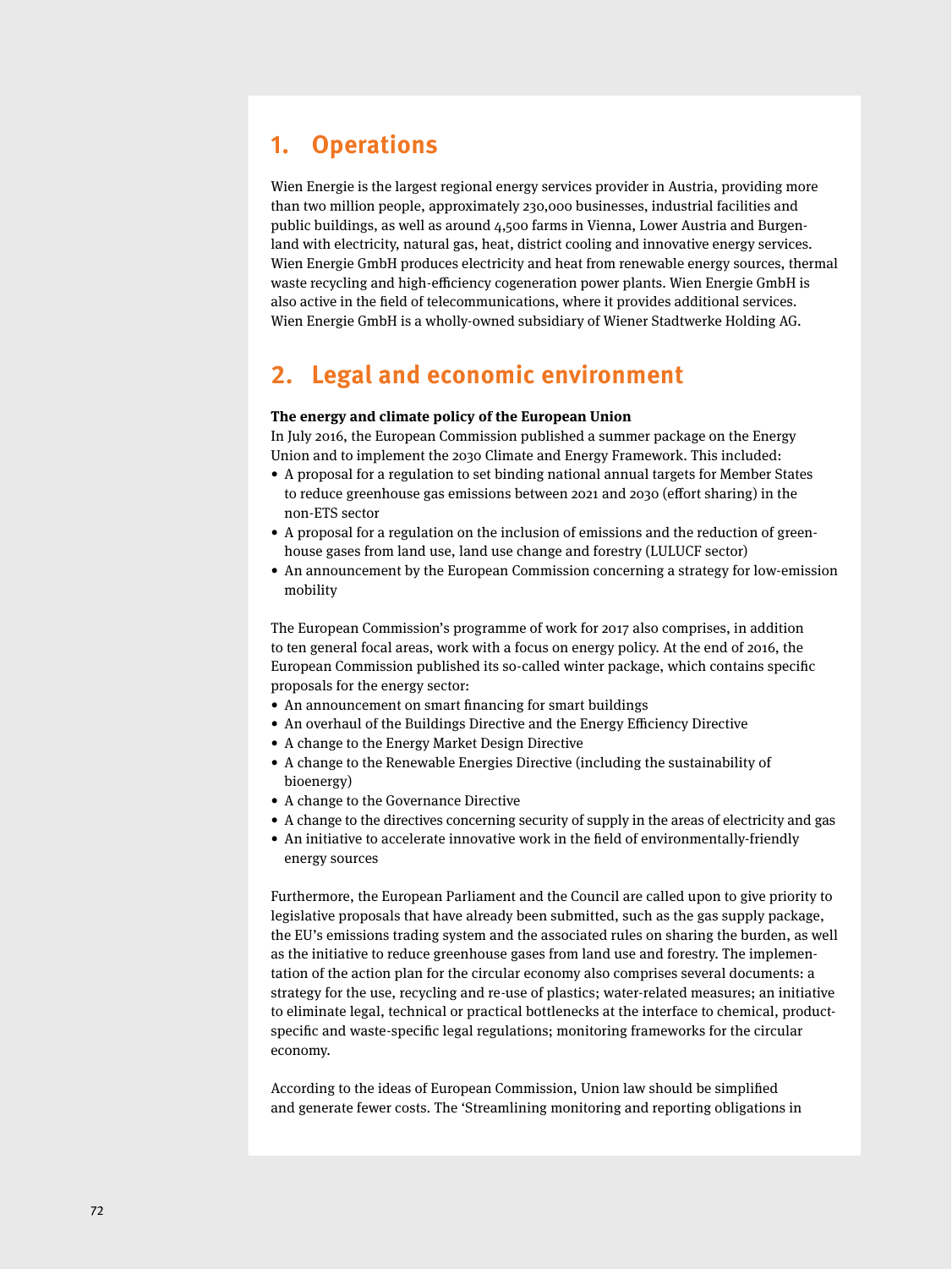# 1. Operations

Wien Energie is the largest regional energy services provider in Austria, providing more than two million people, approximately 230,000 businesses, industrial facilities and public buildings, as well as around 4,500 farms in Vienna, Lower Austria and Burgenland with electricity, natural gas, heat, district cooling and innovative energy services. Wien Energie GmbH produces electricity and heat from renewable energy sources, thermal waste recycling and high-efficiency cogeneration power plants. Wien Energie GmbH is also active in the field of telecommunications, where it provides additional services. Wien Energie GmbH is a wholly-owned subsidiary of Wiener Stadtwerke Holding AG.

# 2. Legal and economic environment

**The energy and climate policy of the European Union**

In July 2016, the European Commission published a summer package on the Energy Union and to implement the 2030 Climate and Energy Framework. This included:

- A proposal for a regulation to set binding national annual targets for Member States to reduce greenhouse gas emissions between 2021 and 2030 (effort sharing) in the non-ETS sector
- A proposal for a regulation on the inclusion of emissions and the reduction of greenhouse gases from land use, land use change and forestry (LULUCF sector)
- An announcement by the European Commission concerning a strategy for low-emission mobility

The European Commission's programme of work for 2017 also comprises, in addition to ten general focal areas, work with a focus on energy policy. At the end of 2016, the European Commission published its so-called winter package, which contains specific proposals for the energy sector:

- An announcement on smart financing for smart buildings
- An overhaul of the Buildings Directive and the Energy Efficiency Directive
- A change to the Energy Market Design Directive
- A change to the Renewable Energies Directive (including the sustainability of bioenergy)
- A change to the Governance Directive
- A change to the directives concerning security of supply in the areas of electricity and gas
- An initiative to accelerate innovative work in the field of environmentally-friendly energy sources

Furthermore, the European Parliament and the Council are called upon to give priority to legislative proposals that have already been submitted, such as the gas supply package, the EU's emissions trading system and the associated rules on sharing the burden, as well as the initiative to reduce greenhouse gases from land use and forestry. The implementation of the action plan for the circular economy also comprises several documents: a strategy for the use, recycling and re-use of plastics; water-related measures; an initiative to eliminate legal, technical or practical bottlenecks at the interface to chemical, product-specific and waste-specific legal regulations; monitoring frameworks for the circular economy.

According to the ideas of European Commission, Union law should be simplified and generate fewer costs. The 'Streamlining monitoring and reporting obligations in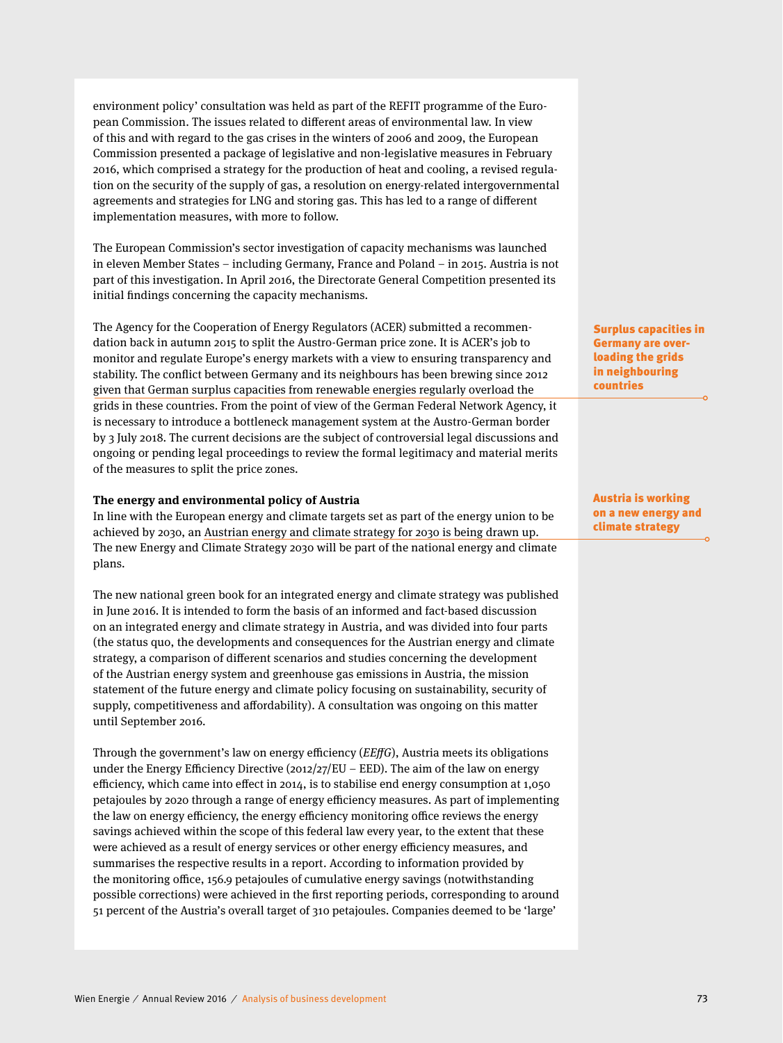environment policy' consultation was held as part of the REFIT programme of the European Commission. The issues related to different areas of environmental law. In view of this and with regard to the gas crises in the winters of 2006 and 2009, the European Commission presented a package of legislative and non-legislative measures in February 2016, which comprised a strategy for the production of heat and cooling, a revised regulation on the security of the supply of gas, a resolution on energy-related intergovernmental agreements and strategies for LNG and storing gas. This has led to a range of different implementation measures, with more to follow.

The European Commission's sector investigation of capacity mechanisms was launched in eleven Member States – including Germany, France and Poland – in 2015. Austria is not part of this investigation. In April 2016, the Directorate General Competition presented its initial findings concerning the capacity mechanisms.

**Surplus capacities in Germany are overloading the grids in neighbouring countries**

The Agency for the Cooperation of Energy Regulators (ACER) submitted a recommendation back in autumn 2015 to split the Austro-German price zone. It is ACER's job to monitor and regulate Europe's energy markets with a view to ensuring transparency and stability. The conflict between Germany and its neighbours has been brewing since 2012 given that German surplus capacities from renewable energies regularly overload the grids in these countries. From the point of view of the German Federal Network Agency, it is necessary to introduce a bottleneck management system at the Austro-German border by 3 July 2018. The current decisions are the subject of controversial legal discussions and ongoing or pending legal proceedings to review the formal legitimacy and material merits of the measures to split the price zones.

### The energy and environmental policy of Austria

**Austria is working on a new energy and climate strategy**

In line with the European energy and climate targets set as part of the energy union to be achieved by 2030, an Austrian energy and climate strategy for 2030 is being drawn up. The new Energy and Climate Strategy 2030 will be part of the national energy and climate plans.

The new national green book for an integrated energy and climate strategy was published in June 2016. It is intended to form the basis of an informed and fact-based discussion on an integrated energy and climate strategy in Austria, and was divided into four parts (the status quo, the developments and consequences for the Austrian energy and climate strategy, a comparison of different scenarios and studies concerning the development of the Austrian energy system and greenhouse gas emissions in Austria, the mission statement of the future energy and climate policy focusing on sustainability, security of supply, competitiveness and affordability). A consultation was ongoing on this matter until September 2016.

Through the government's law on energy efficiency (*EEffG*), Austria meets its obligations under the Energy Efficiency Directive (2012/27/EU – EED). The aim of the law on energy efficiency, which came into effect in 2014, is to stabilise end energy consumption at 1,050 petajoules by 2020 through a range of energy efficiency measures. As part of implementing the law on energy efficiency, the energy efficiency monitoring office reviews the energy savings achieved within the scope of this federal law every year, to the extent that these were achieved as a result of energy services or other energy efficiency measures, and summarises the respective results in a report. According to information provided by the monitoring office, 156.9 petajoules of cumulative energy savings (notwithstanding possible corrections) were achieved in the first reporting periods, corresponding to around 51 percent of the Austria's overall target of 310 petajoules. Companies deemed to be 'large'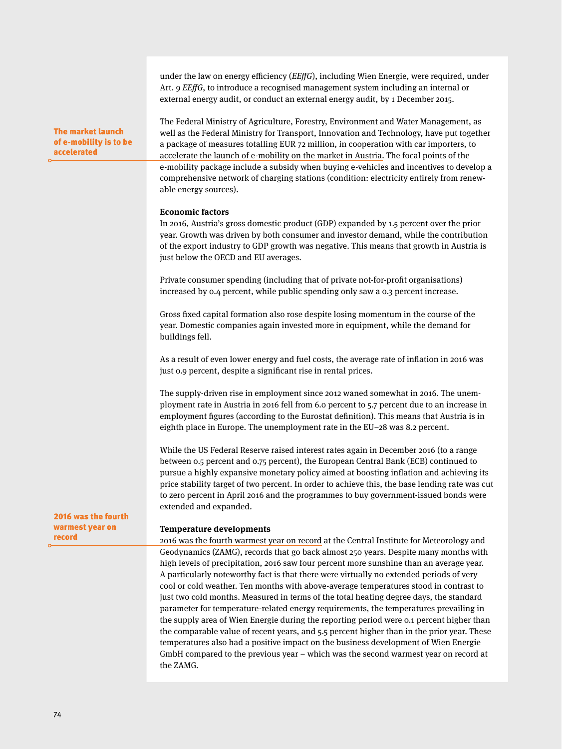under the law on energy efficiency (*EEffG*), including Wien Energie, were required, under Art. 9 *EEffG*, to introduce a recognised management system including an internal or external energy audit, or conduct an external energy audit, by 1 December 2015.

**The market launch of e-mobility is to be accelerated**

The Federal Ministry of Agriculture, Forestry, Environment and Water Management, as well as the Federal Ministry for Transport, Innovation and Technology, have put together a package of measures totalling EUR 72 million, in cooperation with car importers, to accelerate the launch of e-mobility on the market in Austria. The focal points of the e-mobility package include a subsidy when buying e-vehicles and incentives to develop a comprehensive network of charging stations (condition: electricity entirely from renewable energy sources).

**Economic factors**

In 2016, Austria's gross domestic product (GDP) expanded by 1.5 percent over the prior year. Growth was driven by both consumer and investor demand, while the contribution of the export industry to GDP growth was negative. This means that growth in Austria is just below the OECD and EU averages.

Private consumer spending (including that of private not-for-profit organisations) increased by 0.4 percent, while public spending only saw a 0.3 percent increase.

Gross fixed capital formation also rose despite losing momentum in the course of the year. Domestic companies again invested more in equipment, while the demand for buildings fell.

As a result of even lower energy and fuel costs, the average rate of inflation in 2016 was just 0.9 percent, despite a significant rise in rental prices.

The supply-driven rise in employment since 2012 waned somewhat in 2016. The unemployment rate in Austria in 2016 fell from 6.0 percent to 5.7 percent due to an increase in employment figures (according to the Eurostat definition). This means that Austria is in eighth place in Europe. The unemployment rate in the EU–28 was 8.2 percent.

While the US Federal Reserve raised interest rates again in December 2016 (to a range between 0.5 percent and 0.75 percent), the European Central Bank (ECB) continued to pursue a highly expansive monetary policy aimed at boosting inflation and achieving its price stability target of two percent. In order to achieve this, the base lending rate was cut to zero percent in April 2016 and the programmes to buy government-issued bonds were extended and expanded.

**2016 was the fourth warmest year on record**

**Temperature developments**

2016 was the fourth warmest year on record at the Central Institute for Meteorology and Geodynamics (ZAMG), records that go back almost 250 years. Despite many months with high levels of precipitation, 2016 saw four percent more sunshine than an average year. A particularly noteworthy fact is that there were virtually no extended periods of very cool or cold weather. Ten months with above-average temperatures stood in contrast to just two cold months. Measured in terms of the total heating degree days, the standard parameter for temperature-related energy requirements, the temperatures prevailing in the supply area of Wien Energie during the reporting period were 0.1 percent higher than the comparable value of recent years, and 5.5 percent higher than in the prior year. These temperatures also had a positive impact on the business development of Wien Energie GmbH compared to the previous year – which was the second warmest year on record at the ZAMG.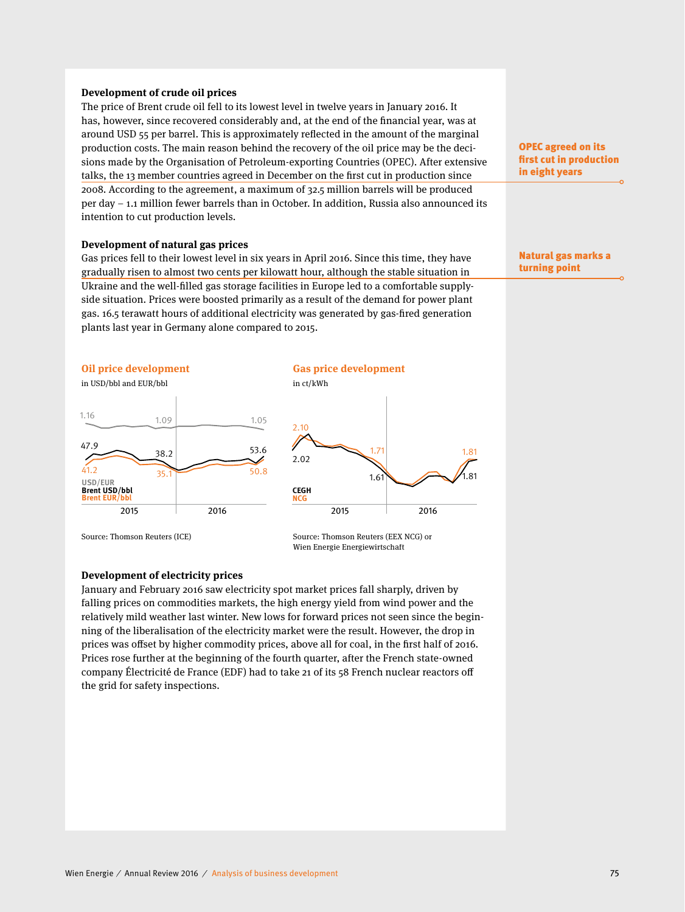### Development of crude oil prices

The price of Brent crude oil fell to its lowest level in twelve years in January 2016. It has, however, since recovered considerably and, at the end of the financial year, was at around USD 55 per barrel. This is approximately reflected in the amount of the marginal production costs. The main reason behind the recovery of the oil price may be the decisions made by the Organisation of Petroleum-exporting Countries (OPEC). After extensive talks, the 13 member countries agreed in December on the first cut in production since 2008. According to the agreement, a maximum of 32.5 million barrels will be produced per day – 1.1 million fewer barrels than in October. In addition, Russia also announced its intention to cut production levels.

**OPEC agreed on its first cut in production in eight years**

### Development of natural gas prices

Gas prices fell to their lowest level in six years in April 2016. Since this time, they have gradually risen to almost two cents per kilowatt hour, although the stable situation in Ukraine and the well-filled gas storage facilities in Europe led to a comfortable supply-side situation. Prices were boosted primarily as a result of the demand for power plant gas. 16.5 terawatt hours of additional electricity was generated by gas-fired generation plants last year in Germany alone compared to 2015.

**Natural gas marks a turning point**

**Oil price development**

in USD/bbl and EUR/bbl

| | 2015 start | 2015 end | 2016 end |
|---|---|---|---|
| USD/EUR | 1.16 | 1.09 | 1.05 |
| Brent USD/bbl | 47.9 | 38.2 | 53.6 |
| Brent EUR/bbl | 41.2 | 35.1 | 50.8 |

Source: Thomson Reuters (ICE)

**Gas price development**

in ct/kWh

| | 2015 start | 2015 end | 2016 end |
|---|---|---|---|
| CEGH | 2.02 | 1.61 | 1.81 |
| NCG | 2.10 | 1.71 | 1.81 |

Source: Thomson Reuters (EEX NCG) or Wien Energie Energiewirtschaft

### Development of electricity prices

January and February 2016 saw electricity spot market prices fall sharply, driven by falling prices on commodities markets, the high energy yield from wind power and the relatively mild weather last winter. New lows for forward prices not seen since the beginning of the liberalisation of the electricity market were the result. However, the drop in prices was offset by higher commodity prices, above all for coal, in the first half of 2016. Prices rose further at the beginning of the fourth quarter, after the French state-owned company Électricité de France (EDF) had to take 21 of its 58 French nuclear reactors off the grid for safety inspections.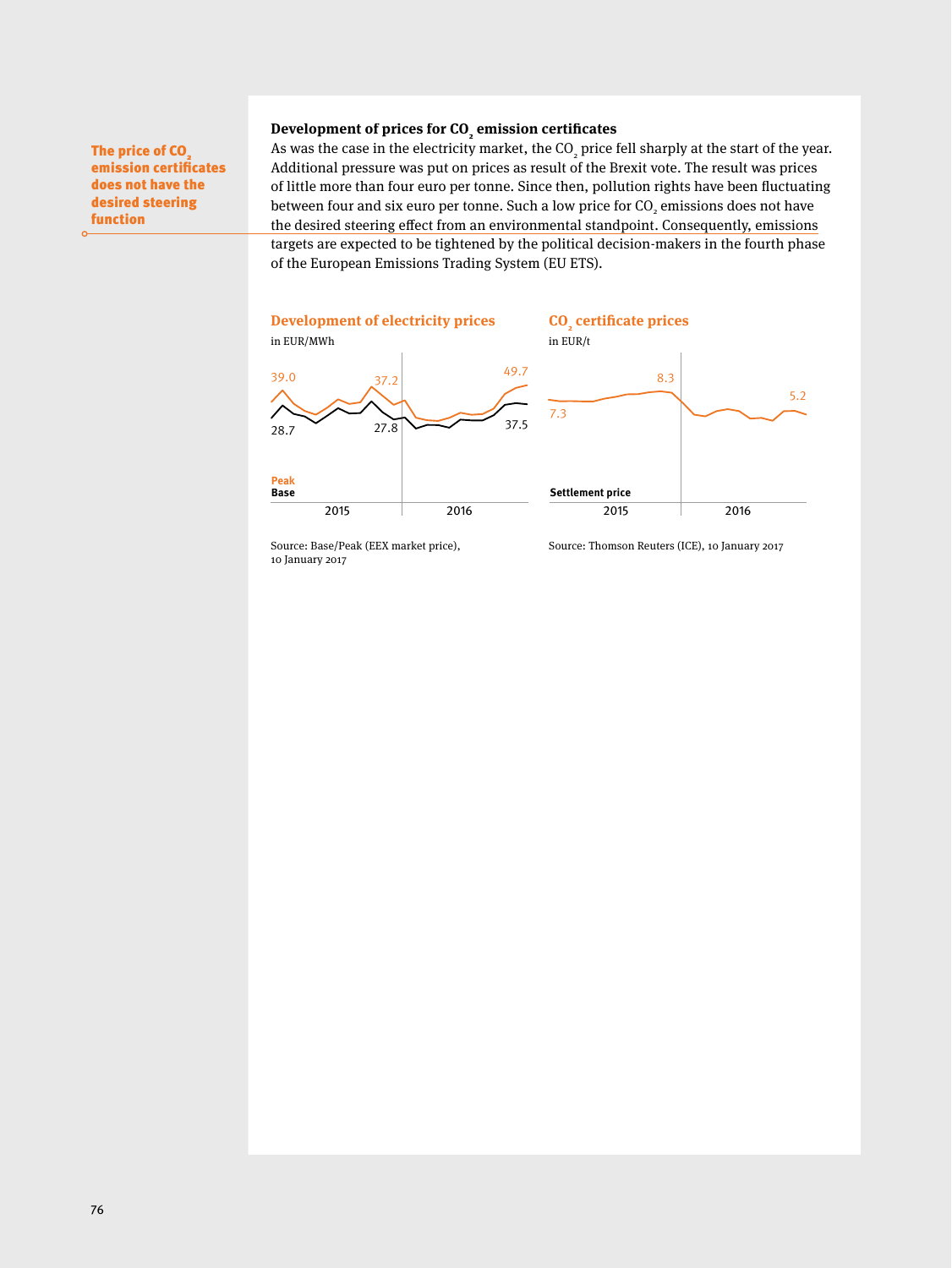**The price of $CO_2$ emission certificates does not have the desired steering function**

### Development of prices for $CO_2$ emission certificates

As was the case in the electricity market, the $CO_2$ price fell sharply at the start of the year. Additional pressure was put on prices as result of the Brexit vote. The result was prices of little more than four euro per tonne. Since then, pollution rights have been fluctuating between four and six euro per tonne. Such a low price for $CO_2$ emissions does not have the desired steering effect from an environmental standpoint. Consequently, emissions targets are expected to be tightened by the political decision-makers in the fourth phase of the European Emissions Trading System (EU ETS).

**Development of electricity prices**

in EUR/MWh

Peak: 39.0, 37.2, 49.7
Base: 28.7, 27.8, 37.5

2015 | 2016

Source: Base/Peak (EEX market price), 10 January 2017

**$CO_2$ certificate prices**

in EUR/t

Settlement price: 7.3, 8.3, 5.2

2015 | 2016

Source: Thomson Reuters (ICE), 10 January 2017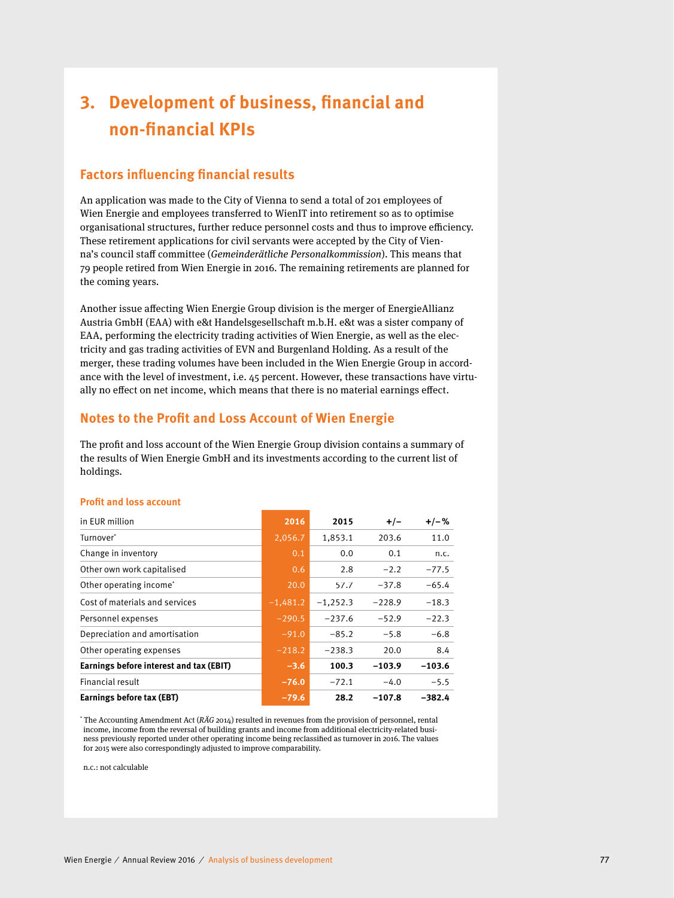# 3. Development of business, financial and non-financial KPIs

## Factors influencing financial results

An application was made to the City of Vienna to send a total of 201 employees of Wien Energie and employees transferred to WienIT into retirement so as to optimise organisational structures, further reduce personnel costs and thus to improve efficiency. These retirement applications for civil servants were accepted by the City of Vienna's council staff committee (*Gemeinderätliche Personalkommission*). This means that 79 people retired from Wien Energie in 2016. The remaining retirements are planned for the coming years.

Another issue affecting Wien Energie Group division is the merger of EnergieAllianz Austria GmbH (EAA) with e&t Handelsgesellschaft m.b.H. e&t was a sister company of EAA, performing the electricity trading activities of Wien Energie, as well as the electricity and gas trading activities of EVN and Burgenland Holding. As a result of the merger, these trading volumes have been included in the Wien Energie Group in accordance with the level of investment, i.e. 45 percent. However, these transactions have virtually no effect on net income, which means that there is no material earnings effect.

## Notes to the Profit and Loss Account of Wien Energie

The profit and loss account of the Wien Energie Group division contains a summary of the results of Wien Energie GmbH and its investments according to the current list of holdings.

### Profit and loss account

| in EUR million | 2016 | 2015 | +/– | +/–% |
|---|---|---|---|---|
| Turnover* | 2,056.7 | 1,853.1 | 203.6 | 11.0 |
| Change in inventory | 0.1 | 0.0 | 0.1 | n.c. |
| Other own work capitalised | 0.6 | 2.8 | –2.2 | –77.5 |
| Other operating income* | 20.0 | 57.7 | –37.8 | –65.4 |
| Cost of materials and services | –1,481.2 | –1,252.3 | –228.9 | –18.3 |
| Personnel expenses | –290.5 | –237.6 | –52.9 | –22.3 |
| Depreciation and amortisation | –91.0 | –85.2 | –5.8 | –6.8 |
| Other operating expenses | –218.2 | –238.3 | 20.0 | 8.4 |
| **Earnings before interest and tax (EBIT)** | **–3.6** | **100.3** | **–103.9** | **–103.6** |
| Financial result | –76.0 | –72.1 | –4.0 | –5.5 |
| **Earnings before tax (EBT)** | **–79.6** | **28.2** | **–107.8** | **–382.4** |

* The Accounting Amendment Act (*RÄG* 2014) resulted in revenues from the provision of personnel, rental income, income from the reversal of building grants and income from additional electricity-related business previously reported under other operating income being reclassified as turnover in 2016. The values for 2015 were also correspondingly adjusted to improve comparability.

n.c.: not calculable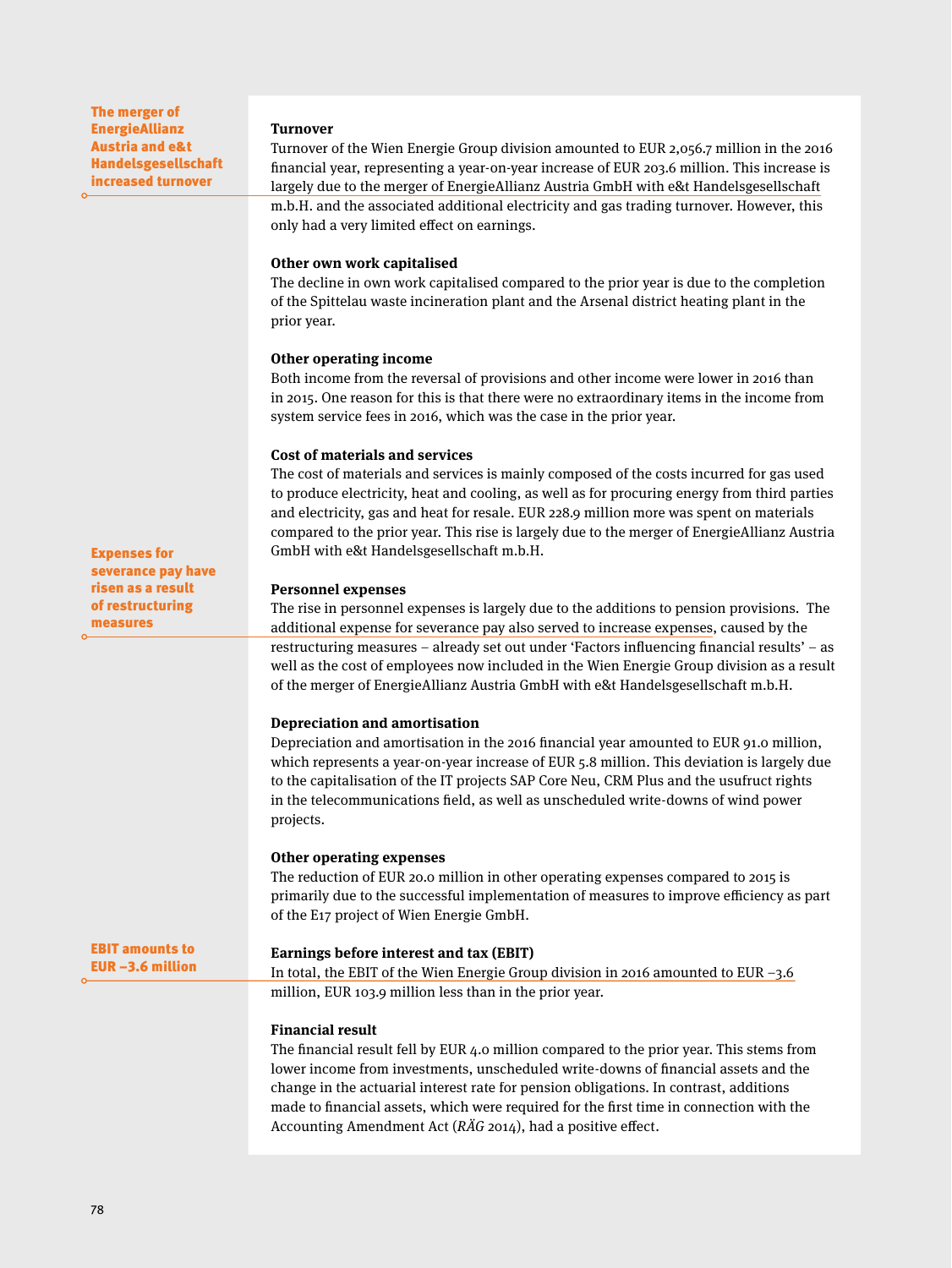**The merger of EnergieAllianz Austria and e&t Handelsgesellschaft increased turnover**

### Turnover

Turnover of the Wien Energie Group division amounted to EUR 2,056.7 million in the 2016 financial year, representing a year-on-year increase of EUR 203.6 million. This increase is largely due to the merger of EnergieAllianz Austria GmbH with e&t Handelsgesellschaft m.b.H. and the associated additional electricity and gas trading turnover. However, this only had a very limited effect on earnings.

### Other own work capitalised

The decline in own work capitalised compared to the prior year is due to the completion of the Spittelau waste incineration plant and the Arsenal district heating plant in the prior year.

### Other operating income

Both income from the reversal of provisions and other income were lower in 2016 than in 2015. One reason for this is that there were no extraordinary items in the income from system service fees in 2016, which was the case in the prior year.

### Cost of materials and services

The cost of materials and services is mainly composed of the costs incurred for gas used to produce electricity, heat and cooling, as well as for procuring energy from third parties and electricity, gas and heat for resale. EUR 228.9 million more was spent on materials compared to the prior year. This rise is largely due to the merger of EnergieAllianz Austria GmbH with e&t Handelsgesellschaft m.b.H.

**Expenses for severance pay have risen as a result of restructuring measures**

### Personnel expenses

The rise in personnel expenses is largely due to the additions to pension provisions. The additional expense for severance pay also served to increase expenses, caused by the restructuring measures – already set out under 'Factors influencing financial results' – as well as the cost of employees now included in the Wien Energie Group division as a result of the merger of EnergieAllianz Austria GmbH with e&t Handelsgesellschaft m.b.H.

### Depreciation and amortisation

Depreciation and amortisation in the 2016 financial year amounted to EUR 91.0 million, which represents a year-on-year increase of EUR 5.8 million. This deviation is largely due to the capitalisation of the IT projects SAP Core Neu, CRM Plus and the usufruct rights in the telecommunications field, as well as unscheduled write-downs of wind power projects.

### Other operating expenses

The reduction of EUR 20.0 million in other operating expenses compared to 2015 is primarily due to the successful implementation of measures to improve efficiency as part of the E17 project of Wien Energie GmbH.

**EBIT amounts to EUR –3.6 million**

### Earnings before interest and tax (EBIT)

In total, the EBIT of the Wien Energie Group division in 2016 amounted to EUR –3.6 million, EUR 103.9 million less than in the prior year.

### Financial result

The financial result fell by EUR 4.0 million compared to the prior year. This stems from lower income from investments, unscheduled write-downs of financial assets and the change in the actuarial interest rate for pension obligations. In contrast, additions made to financial assets, which were required for the first time in connection with the Accounting Amendment Act (*RÄG* 2014), had a positive effect.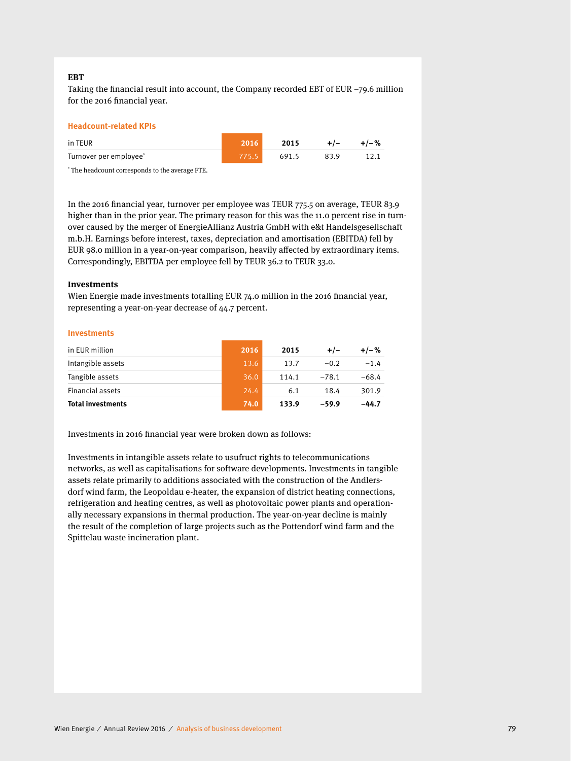### EBT

Taking the financial result into account, the Company recorded EBT of EUR –79.6 million for the 2016 financial year.

#### Headcount-related KPIs

| in TEUR | 2016 | 2015 | +/– | +/– % |
|---|---|---|---|---|
| Turnover per employee* | 775.5 | 691.5 | 83.9 | 12.1 |

* The headcount corresponds to the average FTE.

In the 2016 financial year, turnover per employee was TEUR 775.5 on average, TEUR 83.9 higher than in the prior year. The primary reason for this was the 11.0 percent rise in turnover caused by the merger of EnergieAllianz Austria GmbH with e&t Handelsgesellschaft m.b.H. Earnings before interest, taxes, depreciation and amortisation (EBITDA) fell by EUR 98.0 million in a year-on-year comparison, heavily affected by extraordinary items. Correspondingly, EBITDA per employee fell by TEUR 36.2 to TEUR 33.0.

### Investments

Wien Energie made investments totalling EUR 74.0 million in the 2016 financial year, representing a year-on-year decrease of 44.7 percent.

#### Investments

| in EUR million | 2016 | 2015 | +/– | +/– % |
|---|---|---|---|---|
| Intangible assets | 13.6 | 13.7 | –0.2 | –1.4 |
| Tangible assets | 36.0 | 114.1 | –78.1 | –68.4 |
| Financial assets | 24.4 | 6.1 | 18.4 | 301.9 |
| **Total investments** | **74.0** | **133.9** | **–59.9** | **–44.7** |

Investments in 2016 financial year were broken down as follows:

Investments in intangible assets relate to usufruct rights to telecommunications networks, as well as capitalisations for software developments. Investments in tangible assets relate primarily to additions associated with the construction of the Andlersdorf wind farm, the Leopoldau e-heater, the expansion of district heating connections, refrigeration and heating centres, as well as photovoltaic power plants and operationally necessary expansions in thermal production. The year-on-year decline is mainly the result of the completion of large projects such as the Pottendorf wind farm and the Spittelau waste incineration plant.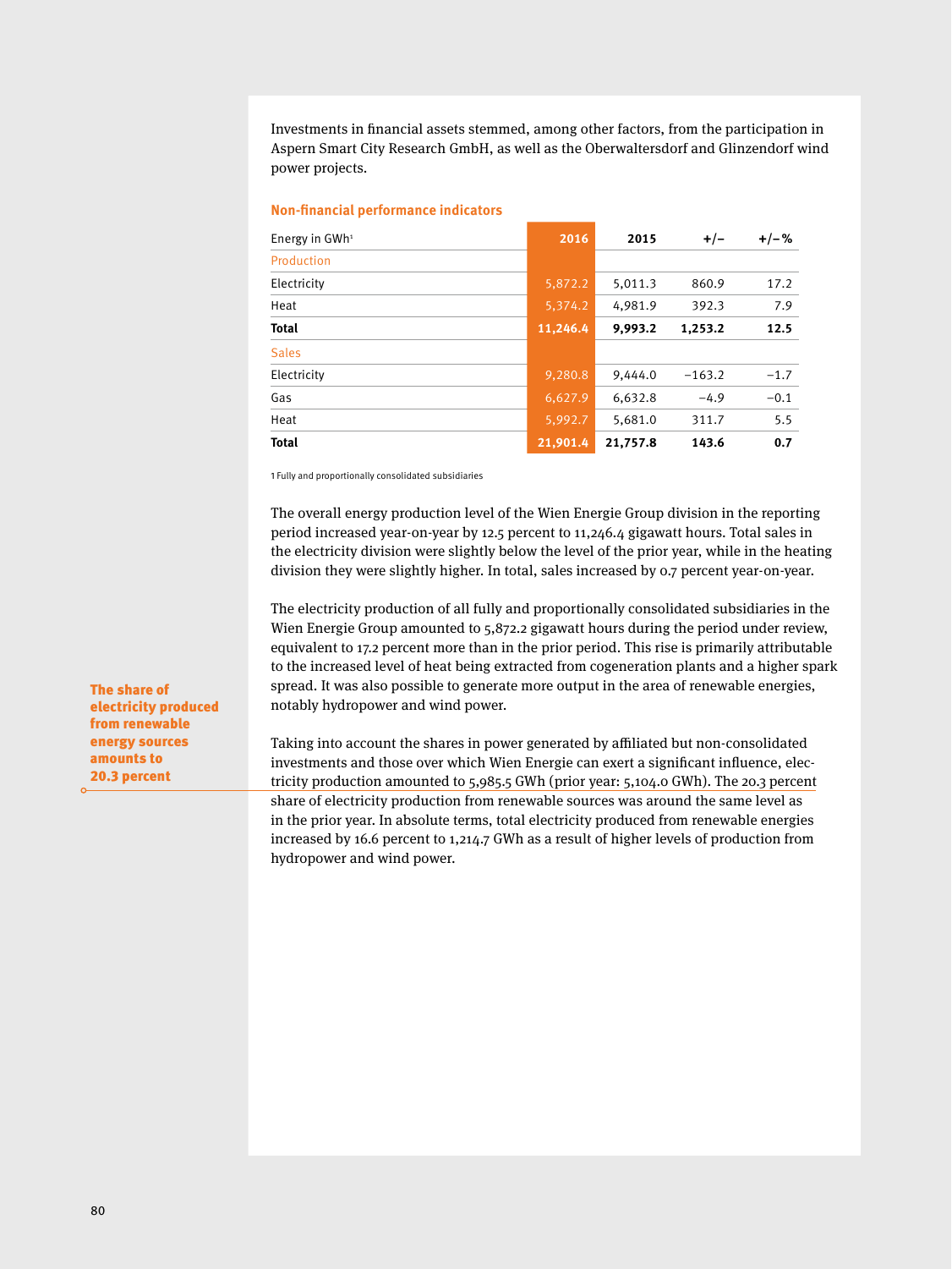Investments in financial assets stemmed, among other factors, from the participation in Aspern Smart City Research GmbH, as well as the Oberwaltersdorf and Glinzendorf wind power projects.

### Non-financial performance indicators

| Energy in GWh[1] | 2016 | 2015 | +/– | +/–% |
|---|---|---|---|---|
| Production | | | | |
| Electricity | 5,872.2 | 5,011.3 | 860.9 | 17.2 |
| Heat | 5,374.2 | 4,981.9 | 392.3 | 7.9 |
| **Total** | **11,246.4** | **9,993.2** | **1,253.2** | **12.5** |
| Sales | | | | |
| Electricity | 9,280.8 | 9,444.0 | −163.2 | −1.7 |
| Gas | 6,627.9 | 6,632.8 | −4.9 | −0.1 |
| Heat | 5,992.7 | 5,681.0 | 311.7 | 5.5 |
| **Total** | **21,901.4** | **21,757.8** | **143.6** | **0.7** |

1 Fully and proportionally consolidated subsidiaries

The overall energy production level of the Wien Energie Group division in the reporting period increased year-on-year by 12.5 percent to 11,246.4 gigawatt hours. Total sales in the electricity division were slightly below the level of the prior year, while in the heating division they were slightly higher. In total, sales increased by 0.7 percent year-on-year.

The electricity production of all fully and proportionally consolidated subsidiaries in the Wien Energie Group amounted to 5,872.2 gigawatt hours during the period under review, equivalent to 17.2 percent more than in the prior period. This rise is primarily attributable to the increased level of heat being extracted from cogeneration plants and a higher spark spread. It was also possible to generate more output in the area of renewable energies, notably hydropower and wind power.

**The share of electricity produced from renewable energy sources amounts to 20.3 percent**

Taking into account the shares in power generated by affiliated but non-consolidated investments and those over which Wien Energie can exert a significant influence, electricity production amounted to 5,985.5 GWh (prior year: 5,104.0 GWh). The 20.3 percent share of electricity production from renewable sources was around the same level as in the prior year. In absolute terms, total electricity produced from renewable energies increased by 16.6 percent to 1,214.7 GWh as a result of higher levels of production from hydropower and wind power.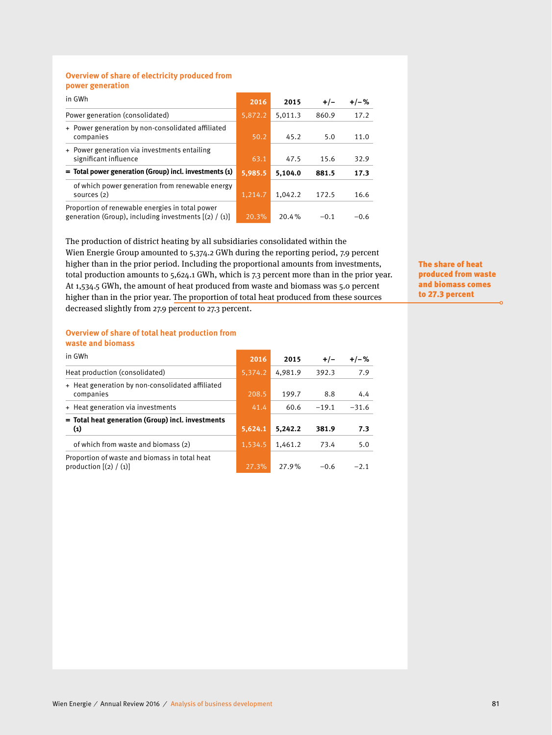### Overview of share of electricity produced from power generation

| in GWh | 2016 | 2015 | +/– | +/–% |
|---|---|---|---|---|
| Power generation (consolidated) | 5,872.2 | 5,011.3 | 860.9 | 17.2 |
| + Power generation by non-consolidated affiliated companies | 50.2 | 45.2 | 5.0 | 11.0 |
| + Power generation via investments entailing significant influence | 63.1 | 47.5 | 15.6 | 32.9 |
| **= Total power generation (Group) incl. investments (1)** | **5,985.5** | **5,104.0** | **881.5** | **17.3** |
| of which power generation from renewable energy sources (2) | 1,214.7 | 1,042.2 | 172.5 | 16.6 |
| Proportion of renewable energies in total power generation (Group), including investments [(2) / (1)] | 20.3% | 20.4% | −0.1 | −0.6 |

The production of district heating by all subsidiaries consolidated within the Wien Energie Group amounted to 5,374.2 GWh during the reporting period, 7.9 percent higher than in the prior period. Including the proportional amounts from investments, total production amounts to 5,624.1 GWh, which is 7.3 percent more than in the prior year. At 1,534.5 GWh, the amount of heat produced from waste and biomass was 5.0 percent higher than in the prior year. The proportion of total heat produced from these sources decreased slightly from 27.9 percent to 27.3 percent.

**The share of heat produced from waste and biomass comes to 27.3 percent**

### Overview of share of total heat production from waste and biomass

| in GWh | 2016 | 2015 | +/– | +/–% |
|---|---|---|---|---|
| Heat production (consolidated) | 5,374.2 | 4,981.9 | 392.3 | 7.9 |
| + Heat generation by non-consolidated affiliated companies | 208.5 | 199.7 | 8.8 | 4.4 |
| + Heat generation via investments | 41.4 | 60.6 | −19.1 | −31.6 |
| **= Total heat generation (Group) incl. investments (1)** | **5,624.1** | **5,242.2** | **381.9** | **7.3** |
| of which from waste and biomass (2) | 1,534.5 | 1,461.2 | 73.4 | 5.0 |
| Proportion of waste and biomass in total heat production [(2) / (1)] | 27.3% | 27.9% | −0.6 | −2.1 |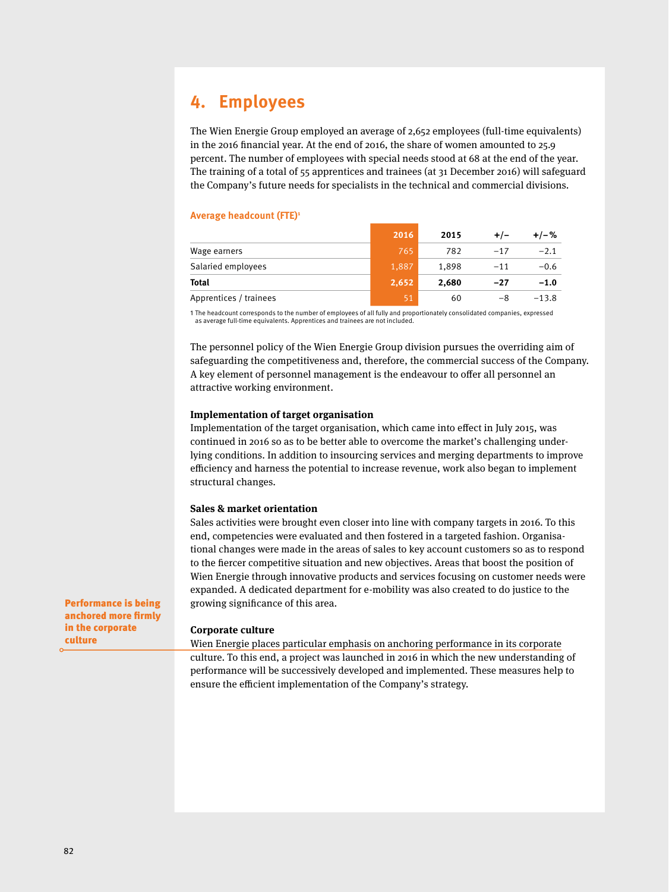# 4. Employees

The Wien Energie Group employed an average of 2,652 employees (full-time equivalents) in the 2016 financial year. At the end of 2016, the share of women amounted to 25.9 percent. The number of employees with special needs stood at 68 at the end of the year. The training of a total of 55 apprentices and trainees (at 31 December 2016) will safeguard the Company's future needs for specialists in the technical and commercial divisions.

**Average headcount (FTE)**[1]

| | 2016 | 2015 | +/– | +/– % |
|---|---|---|---|---|
| Wage earners | 765 | 782 | –17 | –2.1 |
| Salaried employees | 1,887 | 1,898 | –11 | –0.6 |
| **Total** | **2,652** | **2,680** | **–27** | **–1.0** |
| Apprentices / trainees | 51 | 60 | –8 | –13.8 |

1 The headcount corresponds to the number of employees of all fully and proportionately consolidated companies, expressed as average full-time equivalents. Apprentices and trainees are not included.

The personnel policy of the Wien Energie Group division pursues the overriding aim of safeguarding the competitiveness and, therefore, the commercial success of the Company. A key element of personnel management is the endeavour to offer all personnel an attractive working environment.

**Implementation of target organisation**

Implementation of the target organisation, which came into effect in July 2015, was continued in 2016 so as to be better able to overcome the market's challenging underlying conditions. In addition to insourcing services and merging departments to improve efficiency and harness the potential to increase revenue, work also began to implement structural changes.

**Sales & market orientation**

Sales activities were brought even closer into line with company targets in 2016. To this end, competencies were evaluated and then fostered in a targeted fashion. Organisational changes were made in the areas of sales to key account customers so as to respond to the fiercer competitive situation and new objectives. Areas that boost the position of Wien Energie through innovative products and services focusing on customer needs were expanded. A dedicated department for e-mobility was also created to do justice to the growing significance of this area.

**Performance is being anchored more firmly in the corporate culture**

**Corporate culture**

Wien Energie places particular emphasis on anchoring performance in its corporate culture. To this end, a project was launched in 2016 in which the new understanding of performance will be successively developed and implemented. These measures help to ensure the efficient implementation of the Company's strategy.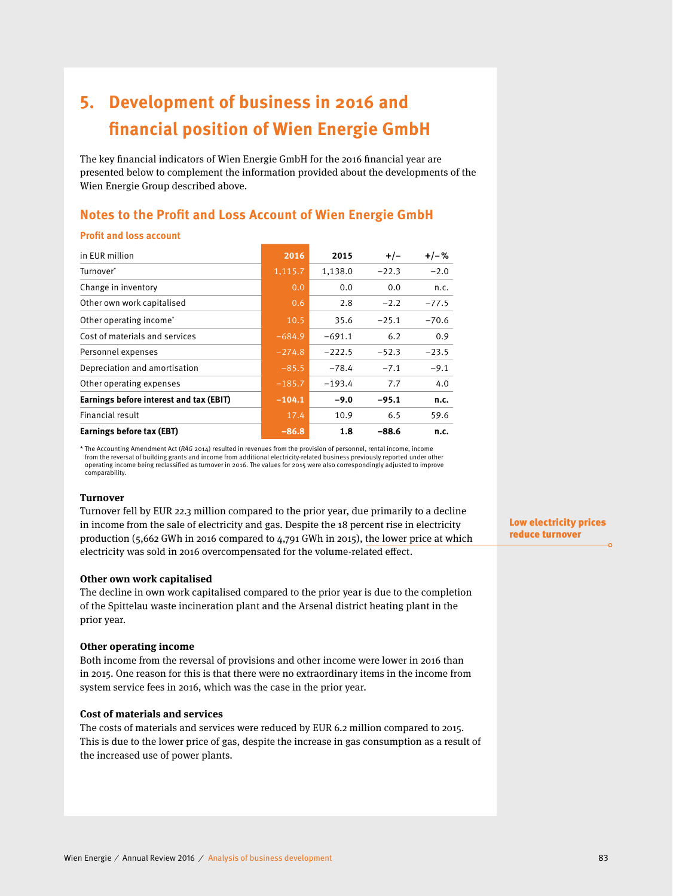# 5. Development of business in 2016 and financial position of Wien Energie GmbH

The key financial indicators of Wien Energie GmbH for the 2016 financial year are presented below to complement the information provided about the developments of the Wien Energie Group described above.

## Notes to the Profit and Loss Account of Wien Energie GmbH

### Profit and loss account

| in EUR million | 2016 | 2015 | +/– | +/– % |
|---|---|---|---|---|
| Turnover* | 1,115.7 | 1,138.0 | –22.3 | –2.0 |
| Change in inventory | 0.0 | 0.0 | 0.0 | n.c. |
| Other own work capitalised | 0.6 | 2.8 | –2.2 | –77.5 |
| Other operating income* | 10.5 | 35.6 | –25.1 | –70.6 |
| Cost of materials and services | –684.9 | –691.1 | 6.2 | 0.9 |
| Personnel expenses | –274.8 | –222.5 | –52.3 | –23.5 |
| Depreciation and amortisation | –85.5 | –78.4 | –7.1 | –9.1 |
| Other operating expenses | –185.7 | –193.4 | 7.7 | 4.0 |
| **Earnings before interest and tax (EBIT)** | **–104.1** | **–9.0** | **–95.1** | **n.c.** |
| Financial result | 17.4 | 10.9 | 6.5 | 59.6 |
| **Earnings before tax (EBT)** | **–86.8** | **1.8** | **–88.6** | **n.c.** |

\* The Accounting Amendment Act (*RÄG* 2014) resulted in revenues from the provision of personnel, rental income, income from the reversal of building grants and income from additional electricity-related business previously reported under other operating income being reclassified as turnover in 2016. The values for 2015 were also correspondingly adjusted to improve comparability.

**Turnover**

Turnover fell by EUR 22.3 million compared to the prior year, due primarily to a decline in income from the sale of electricity and gas. Despite the 18 percent rise in electricity production (5,662 GWh in 2016 compared to 4,791 GWh in 2015), the lower price at which electricity was sold in 2016 overcompensated for the volume-related effect.

**Low electricity prices reduce turnover**

**Other own work capitalised**

The decline in own work capitalised compared to the prior year is due to the completion of the Spittelau waste incineration plant and the Arsenal district heating plant in the prior year.

**Other operating income**

Both income from the reversal of provisions and other income were lower in 2016 than in 2015. One reason for this is that there were no extraordinary items in the income from system service fees in 2016, which was the case in the prior year.

**Cost of materials and services**

The costs of materials and services were reduced by EUR 6.2 million compared to 2015. This is due to the lower price of gas, despite the increase in gas consumption as a result of the increased use of power plants.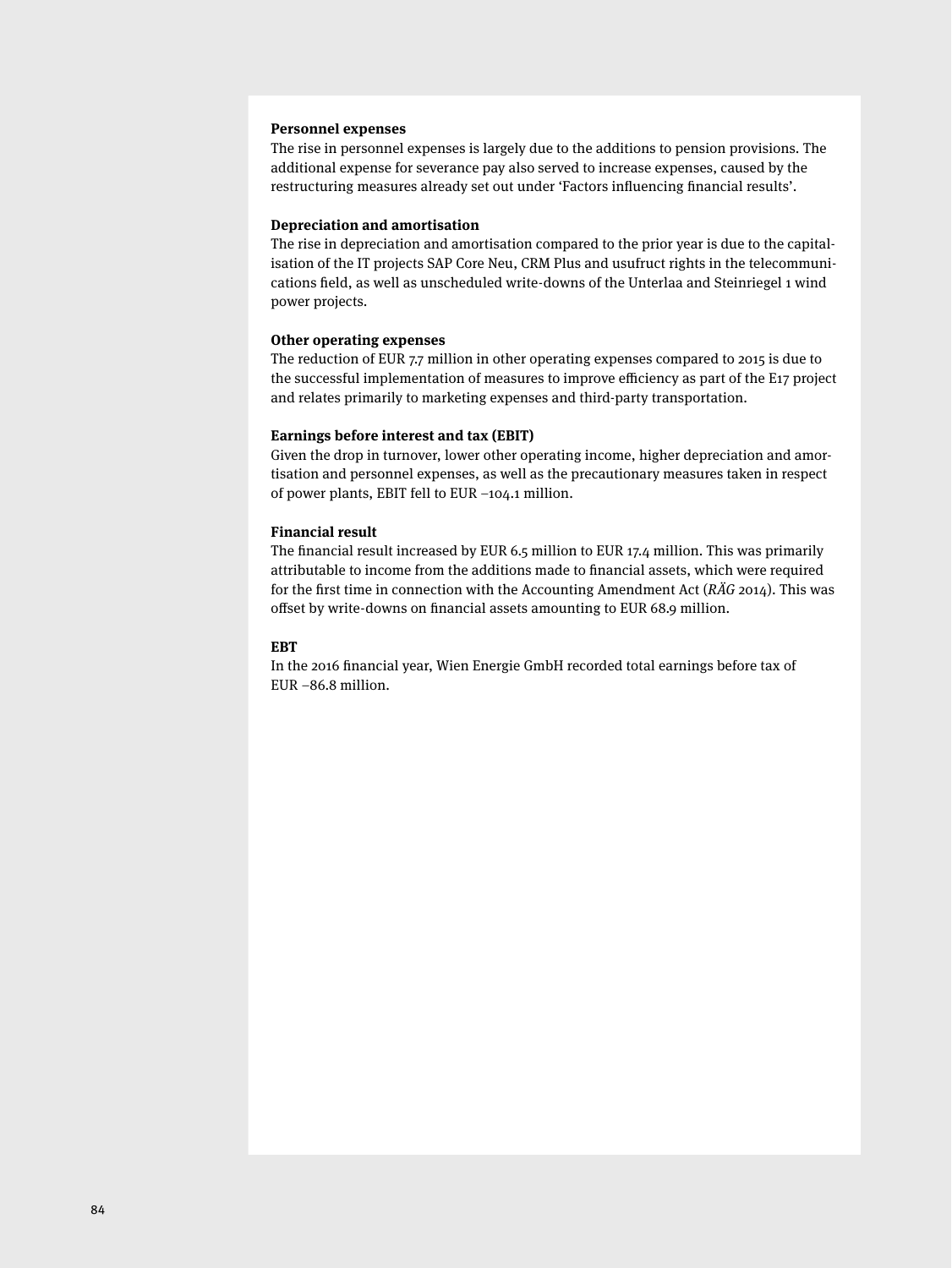**Personnel expenses**

The rise in personnel expenses is largely due to the additions to pension provisions. The additional expense for severance pay also served to increase expenses, caused by the restructuring measures already set out under 'Factors influencing financial results'.

**Depreciation and amortisation**

The rise in depreciation and amortisation compared to the prior year is due to the capitalisation of the IT projects SAP Core Neu, CRM Plus and usufruct rights in the telecommunications field, as well as unscheduled write-downs of the Unterlaa and Steinriegel 1 wind power projects.

**Other operating expenses**

The reduction of EUR 7.7 million in other operating expenses compared to 2015 is due to the successful implementation of measures to improve efficiency as part of the E17 project and relates primarily to marketing expenses and third-party transportation.

**Earnings before interest and tax (EBIT)**

Given the drop in turnover, lower other operating income, higher depreciation and amortisation and personnel expenses, as well as the precautionary measures taken in respect of power plants, EBIT fell to EUR –104.1 million.

**Financial result**

The financial result increased by EUR 6.5 million to EUR 17.4 million. This was primarily attributable to income from the additions made to financial assets, which were required for the first time in connection with the Accounting Amendment Act (*RÄG* 2014). This was offset by write-downs on financial assets amounting to EUR 68.9 million.

**EBT**

In the 2016 financial year, Wien Energie GmbH recorded total earnings before tax of EUR –86.8 million.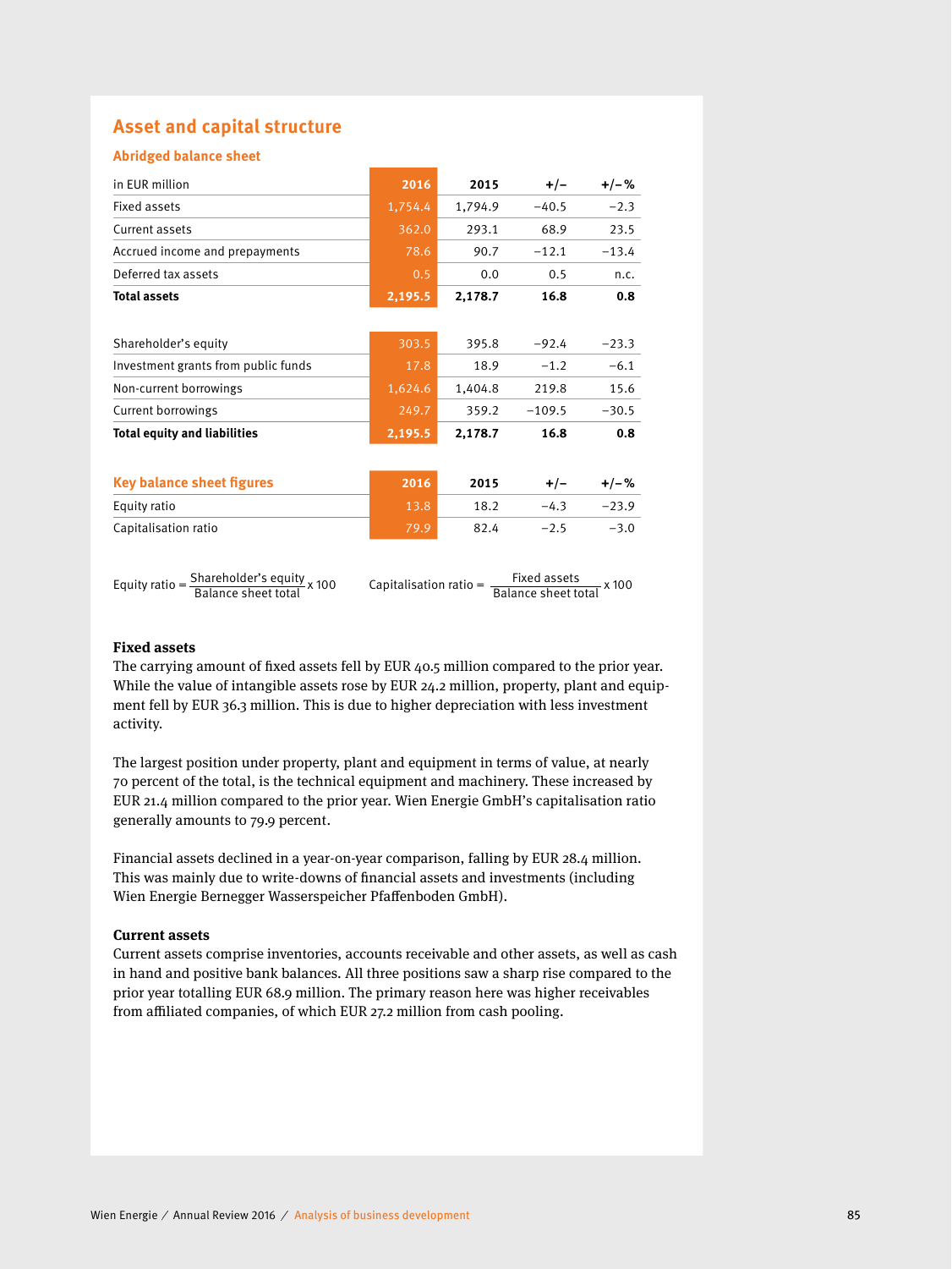## Asset and capital structure

### Abridged balance sheet

| in EUR million | 2016 | 2015 | +/– | +/– % |
|---|---|---|---|---|
| Fixed assets | 1,754.4 | 1,794.9 | –40.5 | –2.3 |
| Current assets | 362.0 | 293.1 | 68.9 | 23.5 |
| Accrued income and prepayments | 78.6 | 90.7 | –12.1 | –13.4 |
| Deferred tax assets | 0.5 | 0.0 | 0.5 | n.c. |
| **Total assets** | **2,195.5** | **2,178.7** | **16.8** | **0.8** |
| | | | | |
| Shareholder's equity | 303.5 | 395.8 | –92.4 | –23.3 |
| Investment grants from public funds | 17.8 | 18.9 | –1.2 | –6.1 |
| Non-current borrowings | 1,624.6 | 1,404.8 | 219.8 | 15.6 |
| Current borrowings | 249.7 | 359.2 | –109.5 | –30.5 |
| **Total equity and liabilities** | **2,195.5** | **2,178.7** | **16.8** | **0.8** |

| Key balance sheet figures | 2016 | 2015 | +/– | +/– % |
|---|---|---|---|---|
| Equity ratio | 13.8 | 18.2 | –4.3 | –23.9 |
| Capitalisation ratio | 79.9 | 82.4 | –2.5 | –3.0 |

$$\text{Equity ratio} = \frac{\text{Shareholder's equity}}{\text{Balance sheet total}} \times 100 \qquad \text{Capitalisation ratio} = \frac{\text{Fixed assets}}{\text{Balance sheet total}} \times 100$$

**Fixed assets**

The carrying amount of fixed assets fell by EUR 40.5 million compared to the prior year. While the value of intangible assets rose by EUR 24.2 million, property, plant and equipment fell by EUR 36.3 million. This is due to higher depreciation with less investment activity.

The largest position under property, plant and equipment in terms of value, at nearly 70 percent of the total, is the technical equipment and machinery. These increased by EUR 21.4 million compared to the prior year. Wien Energie GmbH's capitalisation ratio generally amounts to 79.9 percent.

Financial assets declined in a year-on-year comparison, falling by EUR 28.4 million. This was mainly due to write-downs of financial assets and investments (including Wien Energie Bernegger Wasserspeicher Pfaffenboden GmbH).

**Current assets**

Current assets comprise inventories, accounts receivable and other assets, as well as cash in hand and positive bank balances. All three positions saw a sharp rise compared to the prior year totalling EUR 68.9 million. The primary reason here was higher receivables from affiliated companies, of which EUR 27.2 million from cash pooling.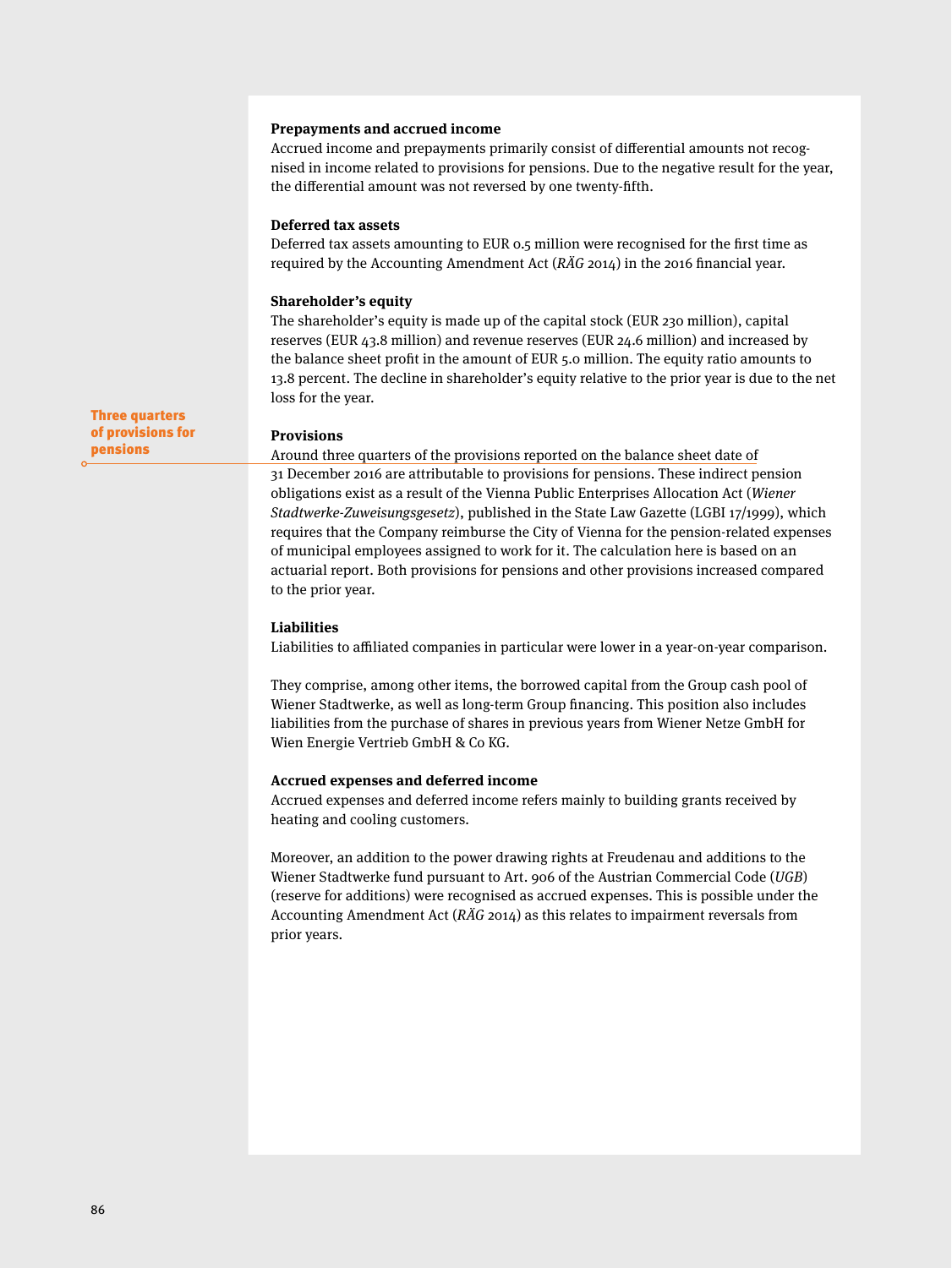### Prepayments and accrued income

Accrued income and prepayments primarily consist of differential amounts not recognised in income related to provisions for pensions. Due to the negative result for the year, the differential amount was not reversed by one twenty-fifth.

### Deferred tax assets

Deferred tax assets amounting to EUR 0.5 million were recognised for the first time as required by the Accounting Amendment Act (*RÄG* 2014) in the 2016 financial year.

### Shareholder's equity

The shareholder's equity is made up of the capital stock (EUR 230 million), capital reserves (EUR 43.8 million) and revenue reserves (EUR 24.6 million) and increased by the balance sheet profit in the amount of EUR 5.0 million. The equity ratio amounts to 13.8 percent. The decline in shareholder's equity relative to the prior year is due to the net loss for the year.

**Three quarters of provisions for pensions**

### Provisions

Around three quarters of the provisions reported on the balance sheet date of 31 December 2016 are attributable to provisions for pensions. These indirect pension obligations exist as a result of the Vienna Public Enterprises Allocation Act (*Wiener Stadtwerke-Zuweisungsgesetz*), published in the State Law Gazette (LGBI 17/1999), which requires that the Company reimburse the City of Vienna for the pension-related expenses of municipal employees assigned to work for it. The calculation here is based on an actuarial report. Both provisions for pensions and other provisions increased compared to the prior year.

### Liabilities

Liabilities to affiliated companies in particular were lower in a year-on-year comparison.

They comprise, among other items, the borrowed capital from the Group cash pool of Wiener Stadtwerke, as well as long-term Group financing. This position also includes liabilities from the purchase of shares in previous years from Wiener Netze GmbH for Wien Energie Vertrieb GmbH & Co KG.

### Accrued expenses and deferred income

Accrued expenses and deferred income refers mainly to building grants received by heating and cooling customers.

Moreover, an addition to the power drawing rights at Freudenau and additions to the Wiener Stadtwerke fund pursuant to Art. 906 of the Austrian Commercial Code (*UGB*) (reserve for additions) were recognised as accrued expenses. This is possible under the Accounting Amendment Act (*RÄG* 2014) as this relates to impairment reversals from prior years.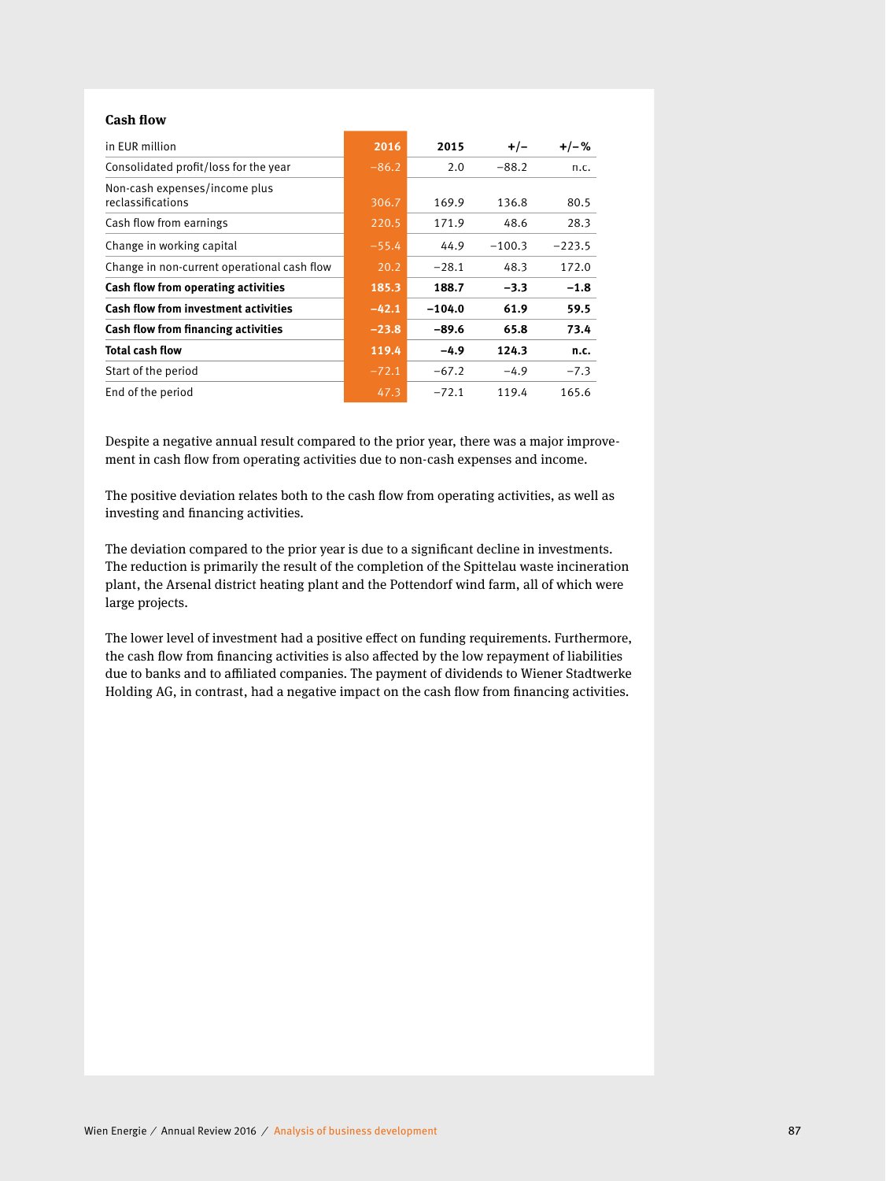## Cash flow

| in EUR million | 2016 | 2015 | +/– | +/– % |
|---|---|---|---|---|
| Consolidated profit/loss for the year | –86.2 | 2.0 | –88.2 | n.c. |
| Non-cash expenses/income plus reclassifications | 306.7 | 169.9 | 136.8 | 80.5 |
| Cash flow from earnings | 220.5 | 171.9 | 48.6 | 28.3 |
| Change in working capital | –55.4 | 44.9 | –100.3 | –223.5 |
| Change in non-current operational cash flow | 20.2 | –28.1 | 48.3 | 172.0 |
| **Cash flow from operating activities** | **185.3** | **188.7** | **–3.3** | **–1.8** |
| **Cash flow from investment activities** | **–42.1** | **–104.0** | **61.9** | **59.5** |
| **Cash flow from financing activities** | **–23.8** | **–89.6** | **65.8** | **73.4** |
| **Total cash flow** | **119.4** | **–4.9** | **124.3** | **n.c.** |
| Start of the period | –72.1 | –67.2 | –4.9 | –7.3 |
| End of the period | 47.3 | –72.1 | 119.4 | 165.6 |

Despite a negative annual result compared to the prior year, there was a major improvement in cash flow from operating activities due to non-cash expenses and income.

The positive deviation relates both to the cash flow from operating activities, as well as investing and financing activities.

The deviation compared to the prior year is due to a significant decline in investments. The reduction is primarily the result of the completion of the Spittelau waste incineration plant, the Arsenal district heating plant and the Pottendorf wind farm, all of which were large projects.

The lower level of investment had a positive effect on funding requirements. Furthermore, the cash flow from financing activities is also affected by the low repayment of liabilities due to banks and to affiliated companies. The payment of dividends to Wiener Stadtwerke Holding AG, in contrast, had a negative impact on the cash flow from financing activities.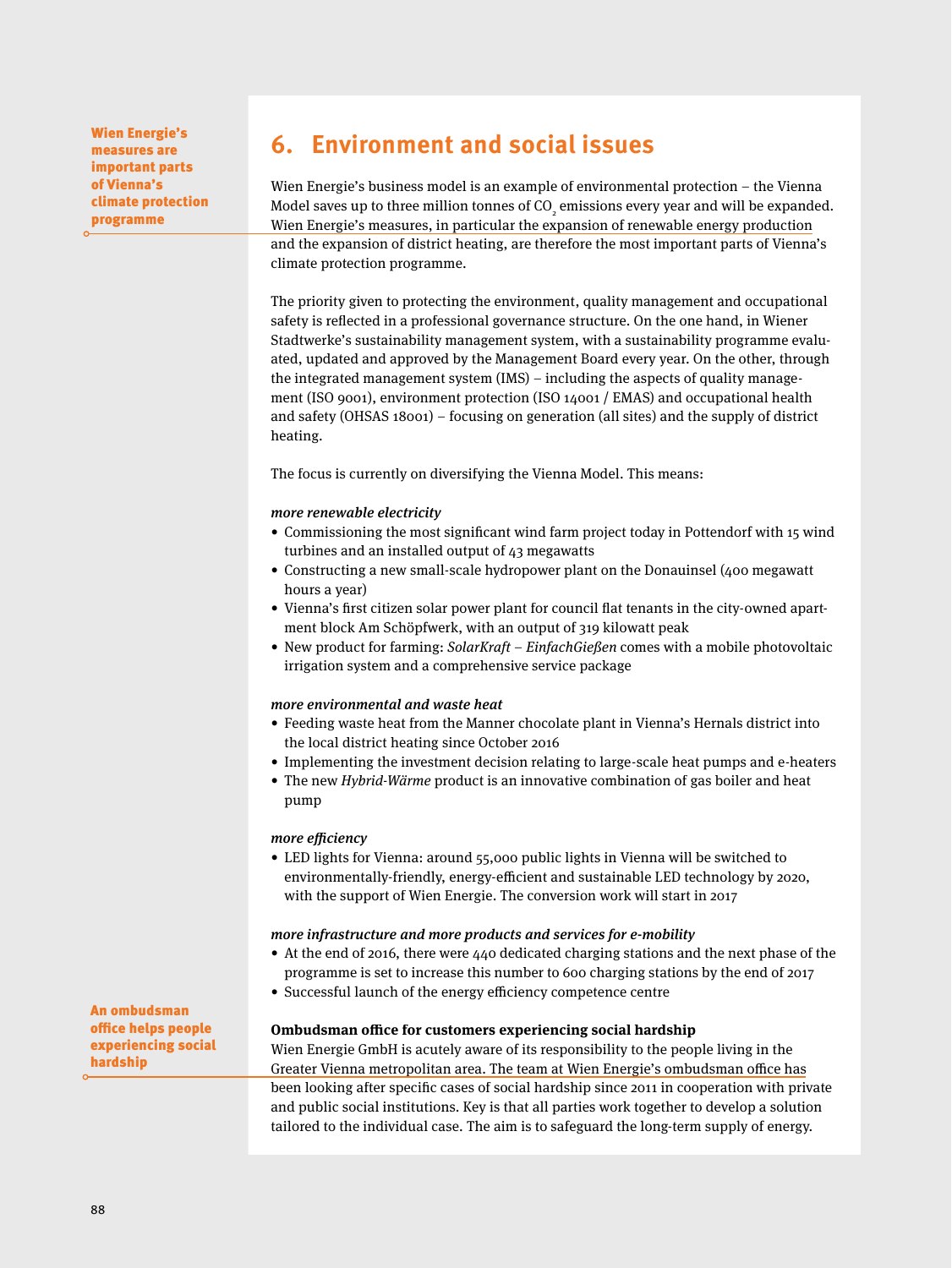Wien Energie's measures are important parts of Vienna's climate protection programme

# 6. Environment and social issues

Wien Energie's business model is an example of environmental protection – the Vienna Model saves up to three million tonnes of $CO_2$ emissions every year and will be expanded. Wien Energie's measures, in particular the expansion of renewable energy production and the expansion of district heating, are therefore the most important parts of Vienna's climate protection programme.

The priority given to protecting the environment, quality management and occupational safety is reflected in a professional governance structure. On the one hand, in Wiener Stadtwerke's sustainability management system, with a sustainability programme evaluated, updated and approved by the Management Board every year. On the other, through the integrated management system (IMS) – including the aspects of quality management (ISO 9001), environment protection (ISO 14001 / EMAS) and occupational health and safety (OHSAS 18001) – focusing on generation (all sites) and the supply of district heating.

The focus is currently on diversifying the Vienna Model. This means:

***more renewable electricity***

- Commissioning the most significant wind farm project today in Pottendorf with 15 wind turbines and an installed output of 43 megawatts
- Constructing a new small-scale hydropower plant on the Donauinsel (400 megawatt hours a year)
- Vienna's first citizen solar power plant for council flat tenants in the city-owned apartment block Am Schöpfwerk, with an output of 319 kilowatt peak
- New product for farming: *SolarKraft – EinfachGießen* comes with a mobile photovoltaic irrigation system and a comprehensive service package

***more environmental and waste heat***

- Feeding waste heat from the Manner chocolate plant in Vienna's Hernals district into the local district heating since October 2016
- Implementing the investment decision relating to large-scale heat pumps and e-heaters
- The new *Hybrid-Wärme* product is an innovative combination of gas boiler and heat pump

***more efficiency***

- LED lights for Vienna: around 55,000 public lights in Vienna will be switched to environmentally-friendly, energy-efficient and sustainable LED technology by 2020, with the support of Wien Energie. The conversion work will start in 2017

***more infrastructure and more products and services for e-mobility***

- At the end of 2016, there were 440 dedicated charging stations and the next phase of the programme is set to increase this number to 600 charging stations by the end of 2017
- Successful launch of the energy efficiency competence centre

An ombudsman office helps people experiencing social hardship

**Ombudsman office for customers experiencing social hardship**

Wien Energie GmbH is acutely aware of its responsibility to the people living in the Greater Vienna metropolitan area. The team at Wien Energie's ombudsman office has been looking after specific cases of social hardship since 2011 in cooperation with private and public social institutions. Key is that all parties work together to develop a solution tailored to the individual case. The aim is to safeguard the long-term supply of energy.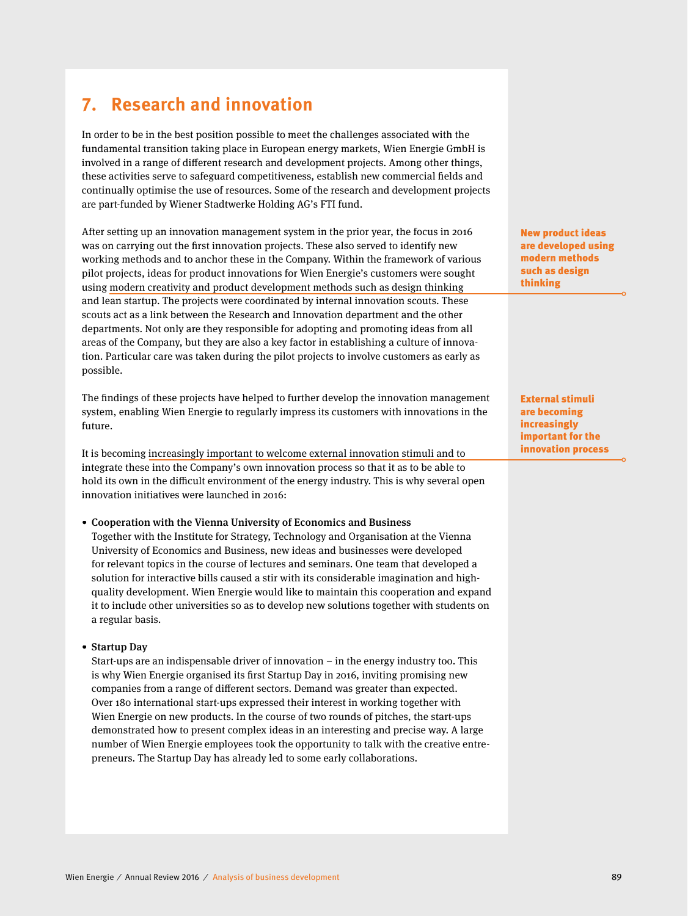## 7. Research and innovation

In order to be in the best position possible to meet the challenges associated with the fundamental transition taking place in European energy markets, Wien Energie GmbH is involved in a range of different research and development projects. Among other things, these activities serve to safeguard competitiveness, establish new commercial fields and continually optimise the use of resources. Some of the research and development projects are part-funded by Wiener Stadtwerke Holding AG's FTI fund.

After setting up an innovation management system in the prior year, the focus in 2016 was on carrying out the first innovation projects. These also served to identify new working methods and to anchor these in the Company. Within the framework of various pilot projects, ideas for product innovations for Wien Energie's customers were sought using modern creativity and product development methods such as design thinking and lean startup. The projects were coordinated by internal innovation scouts. These scouts act as a link between the Research and Innovation department and the other departments. Not only are they responsible for adopting and promoting ideas from all areas of the Company, but they are also a key factor in establishing a culture of innovation. Particular care was taken during the pilot projects to involve customers as early as possible.

**New product ideas are developed using modern methods such as design thinking**

The findings of these projects have helped to further develop the innovation management system, enabling Wien Energie to regularly impress its customers with innovations in the future.

It is becoming increasingly important to welcome external innovation stimuli and to integrate these into the Company's own innovation process so that it as to be able to hold its own in the difficult environment of the energy industry. This is why several open innovation initiatives were launched in 2016:

**External stimuli are becoming increasingly important for the innovation process**

- **Cooperation with the Vienna University of Economics and Business**
  Together with the Institute for Strategy, Technology and Organisation at the Vienna University of Economics and Business, new ideas and businesses were developed for relevant topics in the course of lectures and seminars. One team that developed a solution for interactive bills caused a stir with its considerable imagination and high-quality development. Wien Energie would like to maintain this cooperation and expand it to include other universities so as to develop new solutions together with students on a regular basis.

- **Startup Day**
  Start-ups are an indispensable driver of innovation – in the energy industry too. This is why Wien Energie organised its first Startup Day in 2016, inviting promising new companies from a range of different sectors. Demand was greater than expected. Over 180 international start-ups expressed their interest in working together with Wien Energie on new products. In the course of two rounds of pitches, the start-ups demonstrated how to present complex ideas in an interesting and precise way. A large number of Wien Energie employees took the opportunity to talk with the creative entrepreneurs. The Startup Day has already led to some early collaborations.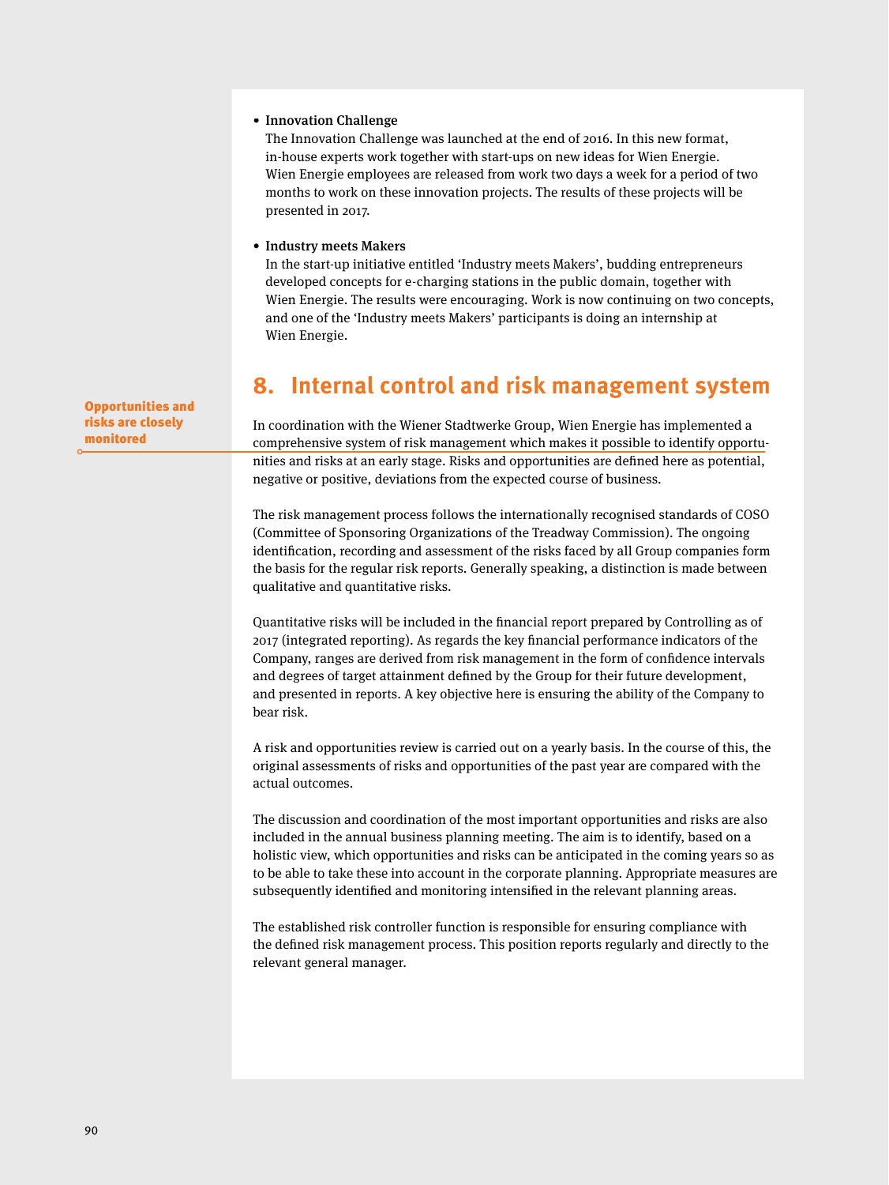- **Innovation Challenge**
  The Innovation Challenge was launched at the end of 2016. In this new format, in-house experts work together with start-ups on new ideas for Wien Energie. Wien Energie employees are released from work two days a week for a period of two months to work on these innovation projects. The results of these projects will be presented in 2017.

- **Industry meets Makers**
  In the start-up initiative entitled 'Industry meets Makers', budding entrepreneurs developed concepts for e-charging stations in the public domain, together with Wien Energie. The results were encouraging. Work is now continuing on two concepts, and one of the 'Industry meets Makers' participants is doing an internship at Wien Energie.

## 8. Internal control and risk management system

**Opportunities and risks are closely monitored**

In coordination with the Wiener Stadtwerke Group, Wien Energie has implemented a comprehensive system of risk management which makes it possible to identify opportunities and risks at an early stage. Risks and opportunities are defined here as potential, negative or positive, deviations from the expected course of business.

The risk management process follows the internationally recognised standards of COSO (Committee of Sponsoring Organizations of the Treadway Commission). The ongoing identification, recording and assessment of the risks faced by all Group companies form the basis for the regular risk reports. Generally speaking, a distinction is made between qualitative and quantitative risks.

Quantitative risks will be included in the financial report prepared by Controlling as of 2017 (integrated reporting). As regards the key financial performance indicators of the Company, ranges are derived from risk management in the form of confidence intervals and degrees of target attainment defined by the Group for their future development, and presented in reports. A key objective here is ensuring the ability of the Company to bear risk.

A risk and opportunities review is carried out on a yearly basis. In the course of this, the original assessments of risks and opportunities of the past year are compared with the actual outcomes.

The discussion and coordination of the most important opportunities and risks are also included in the annual business planning meeting. The aim is to identify, based on a holistic view, which opportunities and risks can be anticipated in the coming years so as to be able to take these into account in the corporate planning. Appropriate measures are subsequently identified and monitoring intensified in the relevant planning areas.

The established risk controller function is responsible for ensuring compliance with the defined risk management process. This position reports regularly and directly to the relevant general manager.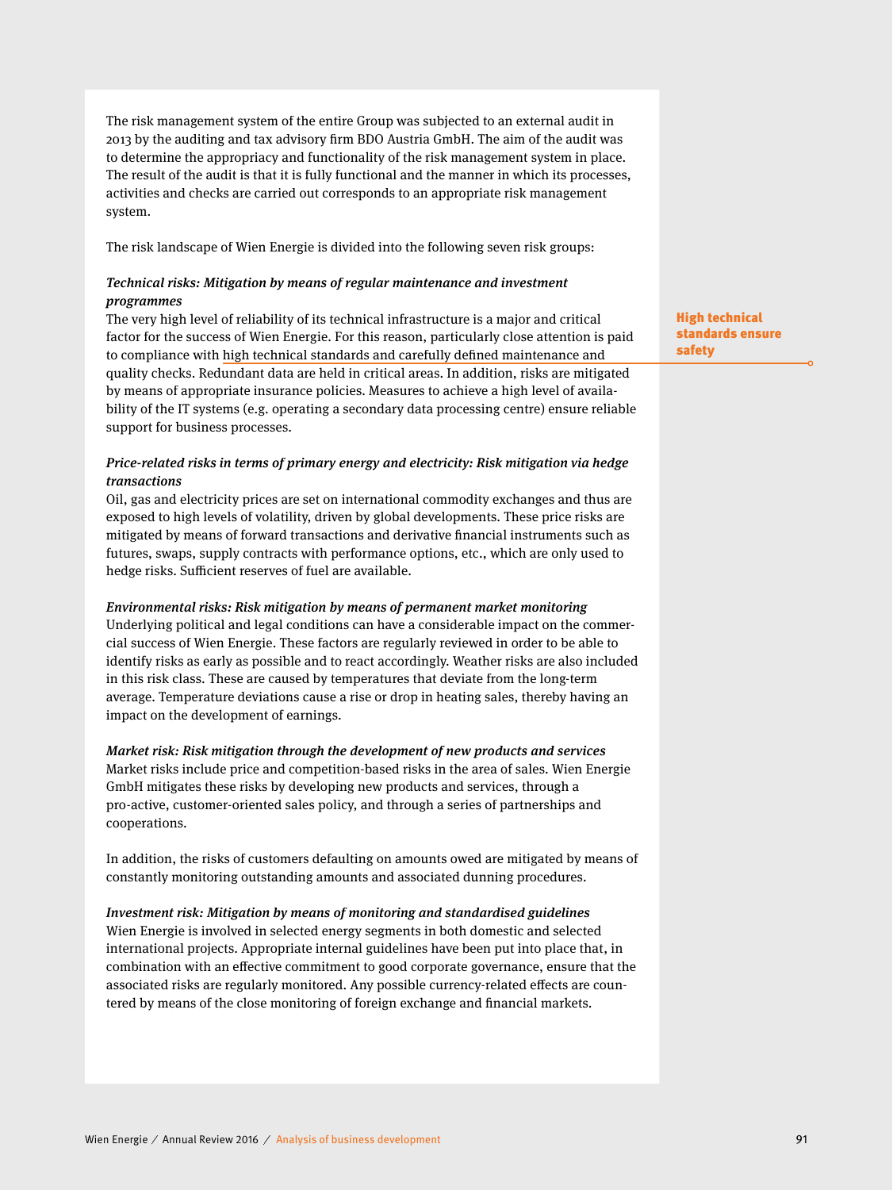The risk management system of the entire Group was subjected to an external audit in 2013 by the auditing and tax advisory firm BDO Austria GmbH. The aim of the audit was to determine the appropriacy and functionality of the risk management system in place. The result of the audit is that it is fully functional and the manner in which its processes, activities and checks are carried out corresponds to an appropriate risk management system.

The risk landscape of Wien Energie is divided into the following seven risk groups:

***Technical risks: Mitigation by means of regular maintenance and investment programmes***

The very high level of reliability of its technical infrastructure is a major and critical factor for the success of Wien Energie. For this reason, particularly close attention is paid to compliance with high technical standards and carefully defined maintenance and quality checks. Redundant data are held in critical areas. In addition, risks are mitigated by means of appropriate insurance policies. Measures to achieve a high level of availability of the IT systems (e.g. operating a secondary data processing centre) ensure reliable support for business processes.

**High technical standards ensure safety**

***Price-related risks in terms of primary energy and electricity: Risk mitigation via hedge transactions***

Oil, gas and electricity prices are set on international commodity exchanges and thus are exposed to high levels of volatility, driven by global developments. These price risks are mitigated by means of forward transactions and derivative financial instruments such as futures, swaps, supply contracts with performance options, etc., which are only used to hedge risks. Sufficient reserves of fuel are available.

***Environmental risks: Risk mitigation by means of permanent market monitoring***

Underlying political and legal conditions can have a considerable impact on the commercial success of Wien Energie. These factors are regularly reviewed in order to be able to identify risks as early as possible and to react accordingly. Weather risks are also included in this risk class. These are caused by temperatures that deviate from the long-term average. Temperature deviations cause a rise or drop in heating sales, thereby having an impact on the development of earnings.

***Market risk: Risk mitigation through the development of new products and services***

Market risks include price and competition-based risks in the area of sales. Wien Energie GmbH mitigates these risks by developing new products and services, through a pro-active, customer-oriented sales policy, and through a series of partnerships and cooperations.

In addition, the risks of customers defaulting on amounts owed are mitigated by means of constantly monitoring outstanding amounts and associated dunning procedures.

***Investment risk: Mitigation by means of monitoring and standardised guidelines***

Wien Energie is involved in selected energy segments in both domestic and selected international projects. Appropriate internal guidelines have been put into place that, in combination with an effective commitment to good corporate governance, ensure that the associated risks are regularly monitored. Any possible currency-related effects are countered by means of the close monitoring of foreign exchange and financial markets.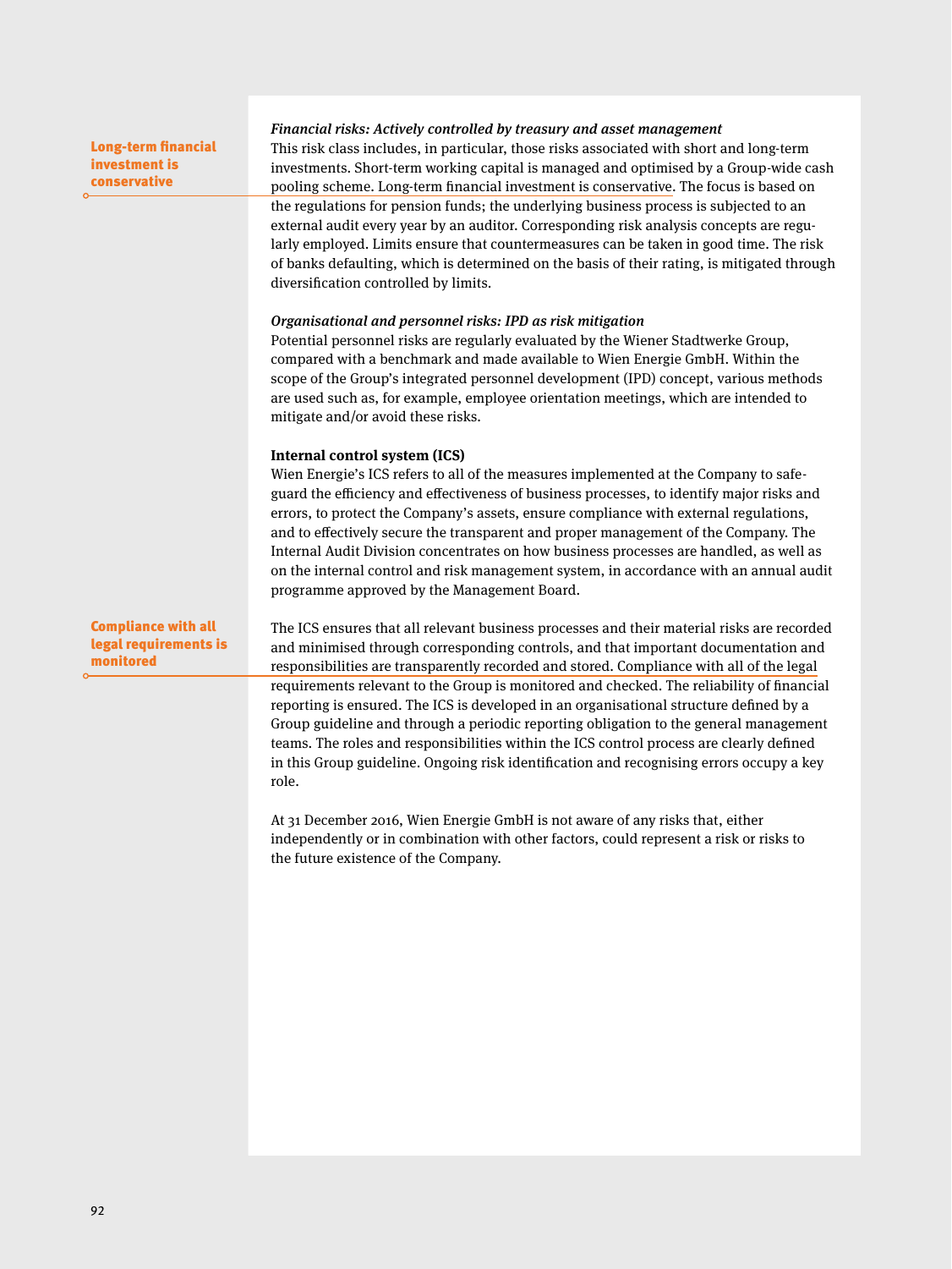**Long-term financial investment is conservative**

*Financial risks: Actively controlled by treasury and asset management*

This risk class includes, in particular, those risks associated with short and long-term investments. Short-term working capital is managed and optimised by a Group-wide cash pooling scheme. Long-term financial investment is conservative. The focus is based on the regulations for pension funds; the underlying business process is subjected to an external audit every year by an auditor. Corresponding risk analysis concepts are regularly employed. Limits ensure that countermeasures can be taken in good time. The risk of banks defaulting, which is determined on the basis of their rating, is mitigated through diversification controlled by limits.

*Organisational and personnel risks: IPD as risk mitigation*

Potential personnel risks are regularly evaluated by the Wiener Stadtwerke Group, compared with a benchmark and made available to Wien Energie GmbH. Within the scope of the Group's integrated personnel development (IPD) concept, various methods are used such as, for example, employee orientation meetings, which are intended to mitigate and/or avoid these risks.

**Internal control system (ICS)**

Wien Energie's ICS refers to all of the measures implemented at the Company to safeguard the efficiency and effectiveness of business processes, to identify major risks and errors, to protect the Company's assets, ensure compliance with external regulations, and to effectively secure the transparent and proper management of the Company. The Internal Audit Division concentrates on how business processes are handled, as well as on the internal control and risk management system, in accordance with an annual audit programme approved by the Management Board.

**Compliance with all legal requirements is monitored**

The ICS ensures that all relevant business processes and their material risks are recorded and minimised through corresponding controls, and that important documentation and responsibilities are transparently recorded and stored. Compliance with all of the legal requirements relevant to the Group is monitored and checked. The reliability of financial reporting is ensured. The ICS is developed in an organisational structure defined by a Group guideline and through a periodic reporting obligation to the general management teams. The roles and responsibilities within the ICS control process are clearly defined in this Group guideline. Ongoing risk identification and recognising errors occupy a key role.

At 31 December 2016, Wien Energie GmbH is not aware of any risks that, either independently or in combination with other factors, could represent a risk or risks to the future existence of the Company.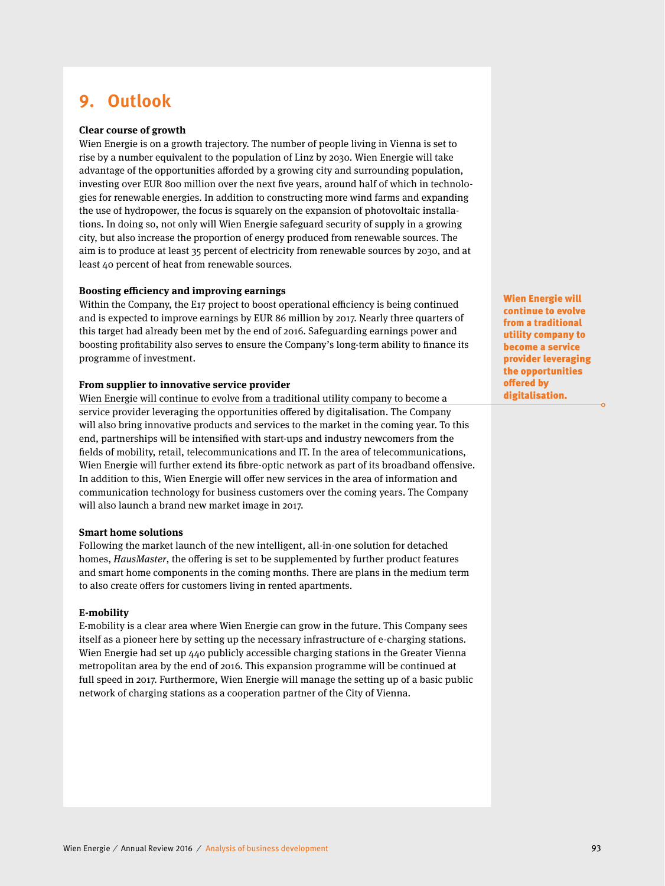# 9. Outlook

**Clear course of growth**

Wien Energie is on a growth trajectory. The number of people living in Vienna is set to rise by a number equivalent to the population of Linz by 2030. Wien Energie will take advantage of the opportunities afforded by a growing city and surrounding population, investing over EUR 800 million over the next five years, around half of which in technologies for renewable energies. In addition to constructing more wind farms and expanding the use of hydropower, the focus is squarely on the expansion of photovoltaic installations. In doing so, not only will Wien Energie safeguard security of supply in a growing city, but also increase the proportion of energy produced from renewable sources. The aim is to produce at least 35 percent of electricity from renewable sources by 2030, and at least 40 percent of heat from renewable sources.

**Boosting efficiency and improving earnings**

Within the Company, the E17 project to boost operational efficiency is being continued and is expected to improve earnings by EUR 86 million by 2017. Nearly three quarters of this target had already been met by the end of 2016. Safeguarding earnings power and boosting profitability also serves to ensure the Company's long-term ability to finance its programme of investment.

**From supplier to innovative service provider**

Wien Energie will continue to evolve from a traditional utility company to become a service provider leveraging the opportunities offered by digitalisation. The Company will also bring innovative products and services to the market in the coming year. To this end, partnerships will be intensified with start-ups and industry newcomers from the fields of mobility, retail, telecommunications and IT. In the area of telecommunications, Wien Energie will further extend its fibre-optic network as part of its broadband offensive. In addition to this, Wien Energie will offer new services in the area of information and communication technology for business customers over the coming years. The Company will also launch a brand new market image in 2017.

**Wien Energie will continue to evolve from a traditional utility company to become a service provider leveraging the opportunities offered by digitalisation.**

**Smart home solutions**

Following the market launch of the new intelligent, all-in-one solution for detached homes, *HausMaster*, the offering is set to be supplemented by further product features and smart home components in the coming months. There are plans in the medium term to also create offers for customers living in rented apartments.

**E-mobility**

E-mobility is a clear area where Wien Energie can grow in the future. This Company sees itself as a pioneer here by setting up the necessary infrastructure of e-charging stations. Wien Energie had set up 440 publicly accessible charging stations in the Greater Vienna metropolitan area by the end of 2016. This expansion programme will be continued at full speed in 2017. Furthermore, Wien Energie will manage the setting up of a basic public network of charging stations as a cooperation partner of the City of Vienna.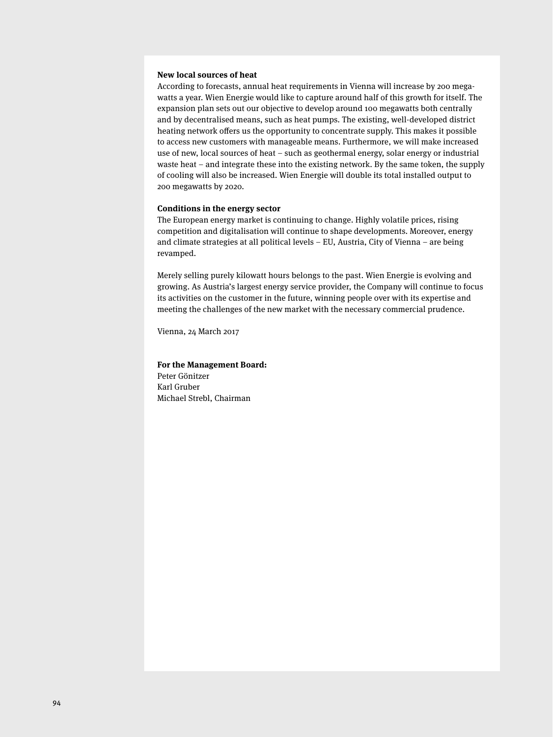**New local sources of heat**

According to forecasts, annual heat requirements in Vienna will increase by 200 megawatts a year. Wien Energie would like to capture around half of this growth for itself. The expansion plan sets out our objective to develop around 100 megawatts both centrally and by decentralised means, such as heat pumps. The existing, well-developed district heating network offers us the opportunity to concentrate supply. This makes it possible to access new customers with manageable means. Furthermore, we will make increased use of new, local sources of heat – such as geothermal energy, solar energy or industrial waste heat – and integrate these into the existing network. By the same token, the supply of cooling will also be increased. Wien Energie will double its total installed output to 200 megawatts by 2020.

**Conditions in the energy sector**

The European energy market is continuing to change. Highly volatile prices, rising competition and digitalisation will continue to shape developments. Moreover, energy and climate strategies at all political levels – EU, Austria, City of Vienna – are being revamped.

Merely selling purely kilowatt hours belongs to the past. Wien Energie is evolving and growing. As Austria's largest energy service provider, the Company will continue to focus its activities on the customer in the future, winning people over with its expertise and meeting the challenges of the new market with the necessary commercial prudence.

Vienna, 24 March 2017

**For the Management Board:**
Peter Gönitzer
Karl Gruber
Michael Strebl, Chairman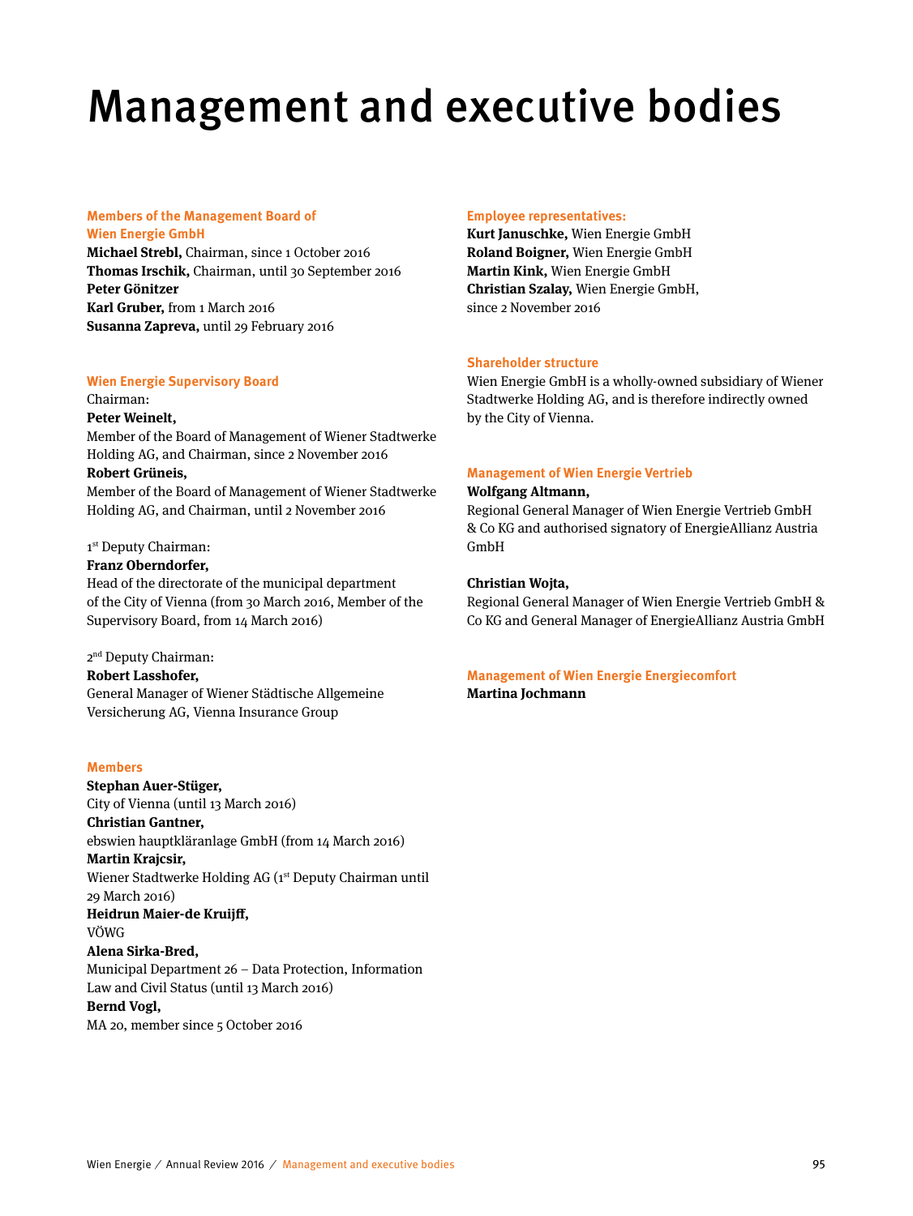# Management and executive bodies

### Members of the Management Board of Wien Energie GmbH

**Michael Strebl,** Chairman, since 1 October 2016
**Thomas Irschik,** Chairman, until 30 September 2016
**Peter Gönitzer**
**Karl Gruber,** from 1 March 2016
**Susanna Zapreva,** until 29 February 2016

### Wien Energie Supervisory Board

Chairman:
**Peter Weinelt,**
Member of the Board of Management of Wiener Stadtwerke Holding AG, and Chairman, since 2 November 2016
**Robert Grüneis,**
Member of the Board of Management of Wiener Stadtwerke Holding AG, and Chairman, until 2 November 2016

1st Deputy Chairman:
**Franz Oberndorfer,**
Head of the directorate of the municipal department of the City of Vienna (from 30 March 2016, Member of the Supervisory Board, from 14 March 2016)

2nd Deputy Chairman:
**Robert Lasshofer,**
General Manager of Wiener Städtische Allgemeine Versicherung AG, Vienna Insurance Group

### Members

**Stephan Auer-Stüger,**
City of Vienna (until 13 March 2016)
**Christian Gantner,**
ebswien hauptkläranlage GmbH (from 14 March 2016)
**Martin Krajcsir,**
Wiener Stadtwerke Holding AG (1st Deputy Chairman until 29 March 2016)
**Heidrun Maier-de Kruijff,**
VÖWG
**Alena Sirka-Bred,**
Municipal Department 26 – Data Protection, Information Law and Civil Status (until 13 March 2016)
**Bernd Vogl,**
MA 20, member since 5 October 2016

### Employee representatives:

**Kurt Januschke,** Wien Energie GmbH
**Roland Boigner,** Wien Energie GmbH
**Martin Kink,** Wien Energie GmbH
**Christian Szalay,** Wien Energie GmbH, since 2 November 2016

### Shareholder structure

Wien Energie GmbH is a wholly-owned subsidiary of Wiener Stadtwerke Holding AG, and is therefore indirectly owned by the City of Vienna.

### Management of Wien Energie Vertrieb

**Wolfgang Altmann,**
Regional General Manager of Wien Energie Vertrieb GmbH & Co KG and authorised signatory of EnergieAllianz Austria GmbH

**Christian Wojta,**
Regional General Manager of Wien Energie Vertrieb GmbH & Co KG and General Manager of EnergieAllianz Austria GmbH

### Management of Wien Energie Energiecomfort

**Martina Jochmann**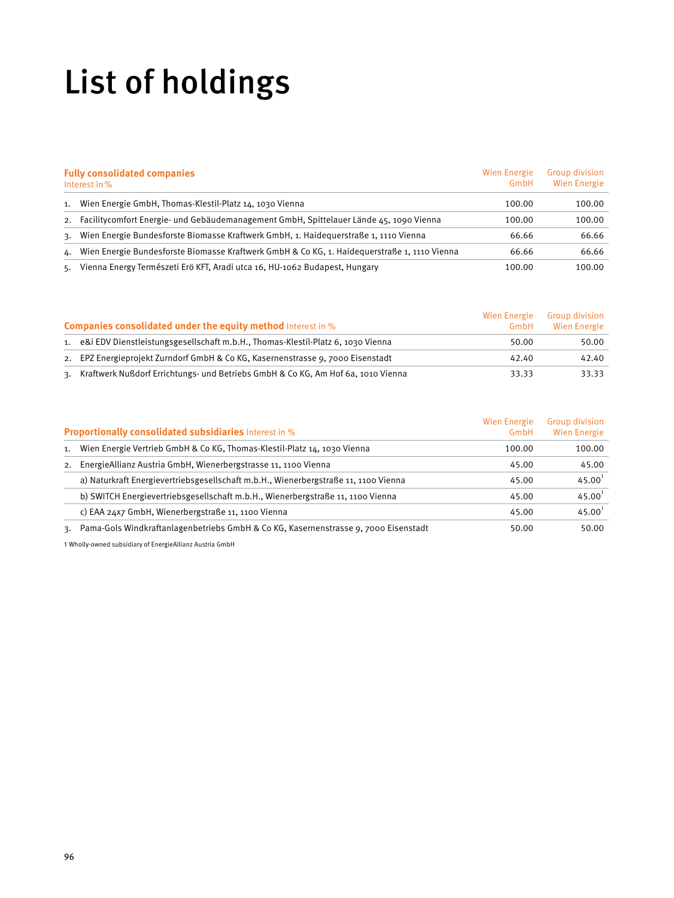# List of holdings

| Fully consolidated companies<br>Interest in % | Wien Energie GmbH | Group division Wien Energie |
|---|---|---|
| 1. Wien Energie GmbH, Thomas-Klestil-Platz 14, 1030 Vienna | 100.00 | 100.00 |
| 2. Facilitycomfort Energie- und Gebäudemanagement GmbH, Spittelauer Lände 45, 1090 Vienna | 100.00 | 100.00 |
| 3. Wien Energie Bundesforste Biomasse Kraftwerk GmbH, 1. Haidequerstraße 1, 1110 Vienna | 66.66 | 66.66 |
| 4. Wien Energie Bundesforste Biomasse Kraftwerk GmbH & Co KG, 1. Haidequerstraße 1, 1110 Vienna | 66.66 | 66.66 |
| 5. Vienna Energy Természeti Erö KFT, Aradi utca 16, HU-1062 Budapest, Hungary | 100.00 | 100.00 |

| Companies consolidated under the equity method Interest in % | Wien Energie GmbH | Group division Wien Energie |
|---|---|---|
| 1. e&i EDV Dienstleistungsgesellschaft m.b.H., Thomas-Klestil-Platz 6, 1030 Vienna | 50.00 | 50.00 |
| 2. EPZ Energieprojekt Zurndorf GmbH & Co KG, Kasernenstrasse 9, 7000 Eisenstadt | 42.40 | 42.40 |
| 3. Kraftwerk Nußdorf Errichtungs- und Betriebs GmbH & Co KG, Am Hof 6a, 1010 Vienna | 33.33 | 33.33 |

| Proportionally consolidated subsidiaries Interest in % | Wien Energie GmbH | Group division Wien Energie |
|---|---|---|
| 1. Wien Energie Vertrieb GmbH & Co KG, Thomas-Klestil-Platz 14, 1030 Vienna | 100.00 | 100.00 |
| 2. EnergieAllianz Austria GmbH, Wienerbergstrasse 11, 1100 Vienna | 45.00 | 45.00 |
| a) Naturkraft Energievertriebsgesellschaft m.b.H., Wienerbergstraße 11, 1100 Vienna | 45.00 | 45.00[1] |
| b) SWITCH Energievertriebsgesellschaft m.b.H., Wienerbergstraße 11, 1100 Vienna | 45.00 | 45.00[1] |
| c) EAA 24x7 GmbH, Wienerbergstraße 11, 1100 Vienna | 45.00 | 45.00[1] |
| 3. Pama-Gols Windkraftanlagenbetriebs GmbH & Co KG, Kasernenstrasse 9, 7000 Eisenstadt | 50.00 | 50.00 |

1 Wholly-owned subsidiary of EnergieAllianz Austria GmbH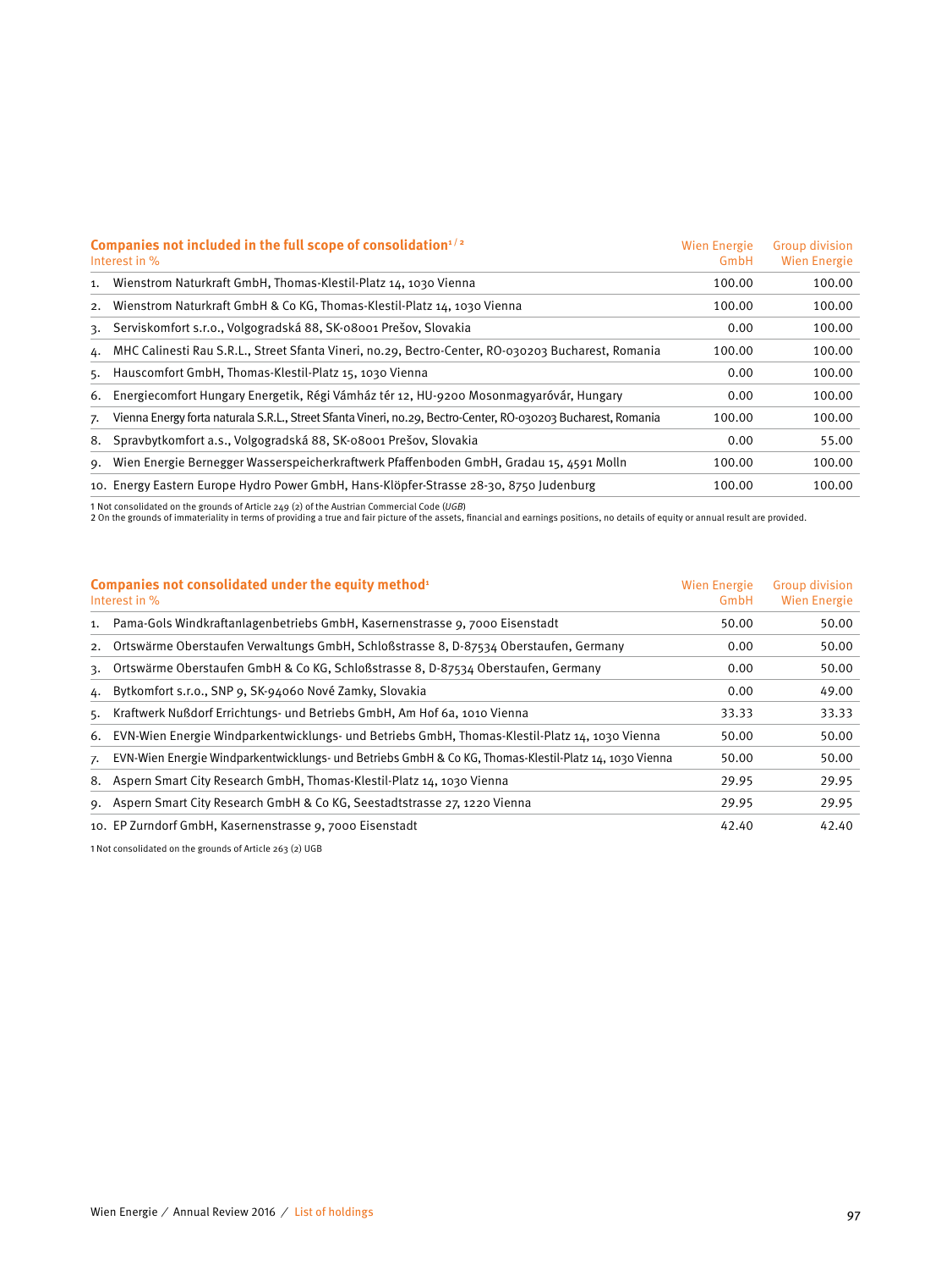| **Companies not included in the full scope of consolidation**[1/2] Interest in % | Wien Energie GmbH | Group division Wien Energie |
|---|---|---|
| 1. Wienstrom Naturkraft GmbH, Thomas-Klestil-Platz 14, 1030 Vienna | 100.00 | 100.00 |
| 2. Wienstrom Naturkraft GmbH & Co KG, Thomas-Klestil-Platz 14, 1030 Vienna | 100.00 | 100.00 |
| 3. Serviskomfort s.r.o., Volgogradská 88, SK-08001 Prešov, Slovakia | 0.00 | 100.00 |
| 4. MHC Calinesti Rau S.R.L., Street Sfanta Vineri, no.29, Bectro-Center, RO-030203 Bucharest, Romania | 100.00 | 100.00 |
| 5. Hauscomfort GmbH, Thomas-Klestil-Platz 15, 1030 Vienna | 0.00 | 100.00 |
| 6. Energiecomfort Hungary Energetik, Régi Vámház tér 12, HU-9200 Mosonmagyaróvár, Hungary | 0.00 | 100.00 |
| 7. Vienna Energy forta naturala S.R.L., Street Sfanta Vineri, no.29, Bectro-Center, RO-030203 Bucharest, Romania | 100.00 | 100.00 |
| 8. Spravbytkomfort a.s., Volgogradská 88, SK-08001 Prešov, Slovakia | 0.00 | 55.00 |
| 9. Wien Energie Bernegger Wasserspeicherkraftwerk Pfaffenboden GmbH, Gradau 15, 4591 Molln | 100.00 | 100.00 |
| 10. Energy Eastern Europe Hydro Power GmbH, Hans-Klöpfer-Strasse 28-30, 8750 Judenburg | 100.00 | 100.00 |

1 Not consolidated on the grounds of Article 249 (2) of the Austrian Commercial Code (*UGB*)
2 On the grounds of immateriality in terms of providing a true and fair picture of the assets, financial and earnings positions, no details of equity or annual result are provided.

| **Companies not consolidated under the equity method**[1] Interest in % | Wien Energie GmbH | Group division Wien Energie |
|---|---|---|
| 1. Pama-Gols Windkraftanlagenbetriebs GmbH, Kasernenstrasse 9, 7000 Eisenstadt | 50.00 | 50.00 |
| 2. Ortswärme Oberstaufen Verwaltungs GmbH, Schloßstrasse 8, D-87534 Oberstaufen, Germany | 0.00 | 50.00 |
| 3. Ortswärme Oberstaufen GmbH & Co KG, Schloßstrasse 8, D-87534 Oberstaufen, Germany | 0.00 | 50.00 |
| 4. Bytkomfort s.r.o., SNP 9, SK-94060 Nové Zamky, Slovakia | 0.00 | 49.00 |
| 5. Kraftwerk Nußdorf Errichtungs- und Betriebs GmbH, Am Hof 6a, 1010 Vienna | 33.33 | 33.33 |
| 6. EVN-Wien Energie Windparkentwicklungs- und Betriebs GmbH, Thomas-Klestil-Platz 14, 1030 Vienna | 50.00 | 50.00 |
| 7. EVN-Wien Energie Windparkentwicklungs- und Betriebs GmbH & Co KG, Thomas-Klestil-Platz 14, 1030 Vienna | 50.00 | 50.00 |
| 8. Aspern Smart City Research GmbH, Thomas-Klestil-Platz 14, 1030 Vienna | 29.95 | 29.95 |
| 9. Aspern Smart City Research GmbH & Co KG, Seestadtstrasse 27, 1220 Vienna | 29.95 | 29.95 |
| 10. EP Zurndorf GmbH, Kasernenstrasse 9, 7000 Eisenstadt | 42.40 | 42.40 |

1 Not consolidated on the grounds of Article 263 (2) UGB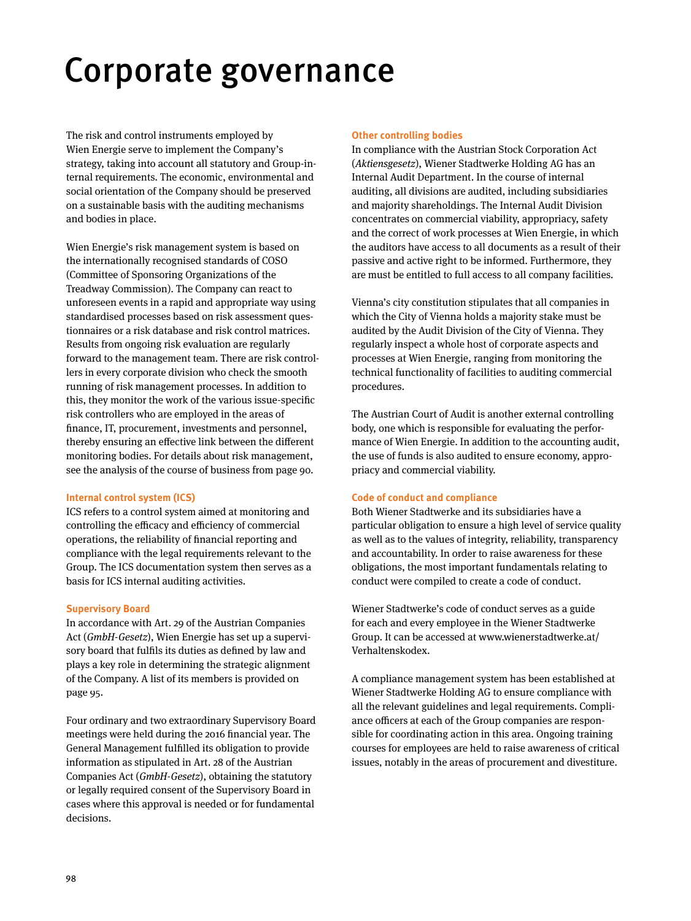# Corporate governance

The risk and control instruments employed by Wien Energie serve to implement the Company's strategy, taking into account all statutory and Group-internal requirements. The economic, environmental and social orientation of the Company should be preserved on a sustainable basis with the auditing mechanisms and bodies in place.

Wien Energie's risk management system is based on the internationally recognised standards of COSO (Committee of Sponsoring Organizations of the Treadway Commission). The Company can react to unforeseen events in a rapid and appropriate way using standardised processes based on risk assessment questionnaires or a risk database and risk control matrices. Results from ongoing risk evaluation are regularly forward to the management team. There are risk controllers in every corporate division who check the smooth running of risk management processes. In addition to this, they monitor the work of the various issue-specific risk controllers who are employed in the areas of finance, IT, procurement, investments and personnel, thereby ensuring an effective link between the different monitoring bodies. For details about risk management, see the analysis of the course of business from page 90.

#### Internal control system (ICS)

ICS refers to a control system aimed at monitoring and controlling the efficacy and efficiency of commercial operations, the reliability of financial reporting and compliance with the legal requirements relevant to the Group. The ICS documentation system then serves as a basis for ICS internal auditing activities.

#### Supervisory Board

In accordance with Art. 29 of the Austrian Companies Act (*GmbH-Gesetz*), Wien Energie has set up a supervisory board that fulfils its duties as defined by law and plays a key role in determining the strategic alignment of the Company. A list of its members is provided on page 95.

Four ordinary and two extraordinary Supervisory Board meetings were held during the 2016 financial year. The General Management fulfilled its obligation to provide information as stipulated in Art. 28 of the Austrian Companies Act (*GmbH-Gesetz*), obtaining the statutory or legally required consent of the Supervisory Board in cases where this approval is needed or for fundamental decisions.

#### Other controlling bodies

In compliance with the Austrian Stock Corporation Act (*Aktiensgesetz*), Wiener Stadtwerke Holding AG has an Internal Audit Department. In the course of internal auditing, all divisions are audited, including subsidiaries and majority shareholdings. The Internal Audit Division concentrates on commercial viability, appropriacy, safety and the correct of work processes at Wien Energie, in which the auditors have access to all documents as a result of their passive and active right to be informed. Furthermore, they are must be entitled to full access to all company facilities.

Vienna's city constitution stipulates that all companies in which the City of Vienna holds a majority stake must be audited by the Audit Division of the City of Vienna. They regularly inspect a whole host of corporate aspects and processes at Wien Energie, ranging from monitoring the technical functionality of facilities to auditing commercial procedures.

The Austrian Court of Audit is another external controlling body, one which is responsible for evaluating the performance of Wien Energie. In addition to the accounting audit, the use of funds is also audited to ensure economy, appropriacy and commercial viability.

#### Code of conduct and compliance

Both Wiener Stadtwerke and its subsidiaries have a particular obligation to ensure a high level of service quality as well as to the values of integrity, reliability, transparency and accountability. In order to raise awareness for these obligations, the most important fundamentals relating to conduct were compiled to create a code of conduct.

Wiener Stadtwerke's code of conduct serves as a guide for each and every employee in the Wiener Stadtwerke Group. It can be accessed at www.wienerstadtwerke.at/Verhaltenskodex.

A compliance management system has been established at Wiener Stadtwerke Holding AG to ensure compliance with all the relevant guidelines and legal requirements. Compliance officers at each of the Group companies are responsible for coordinating action in this area. Ongoing training courses for employees are held to raise awareness of critical issues, notably in the areas of procurement and divestiture.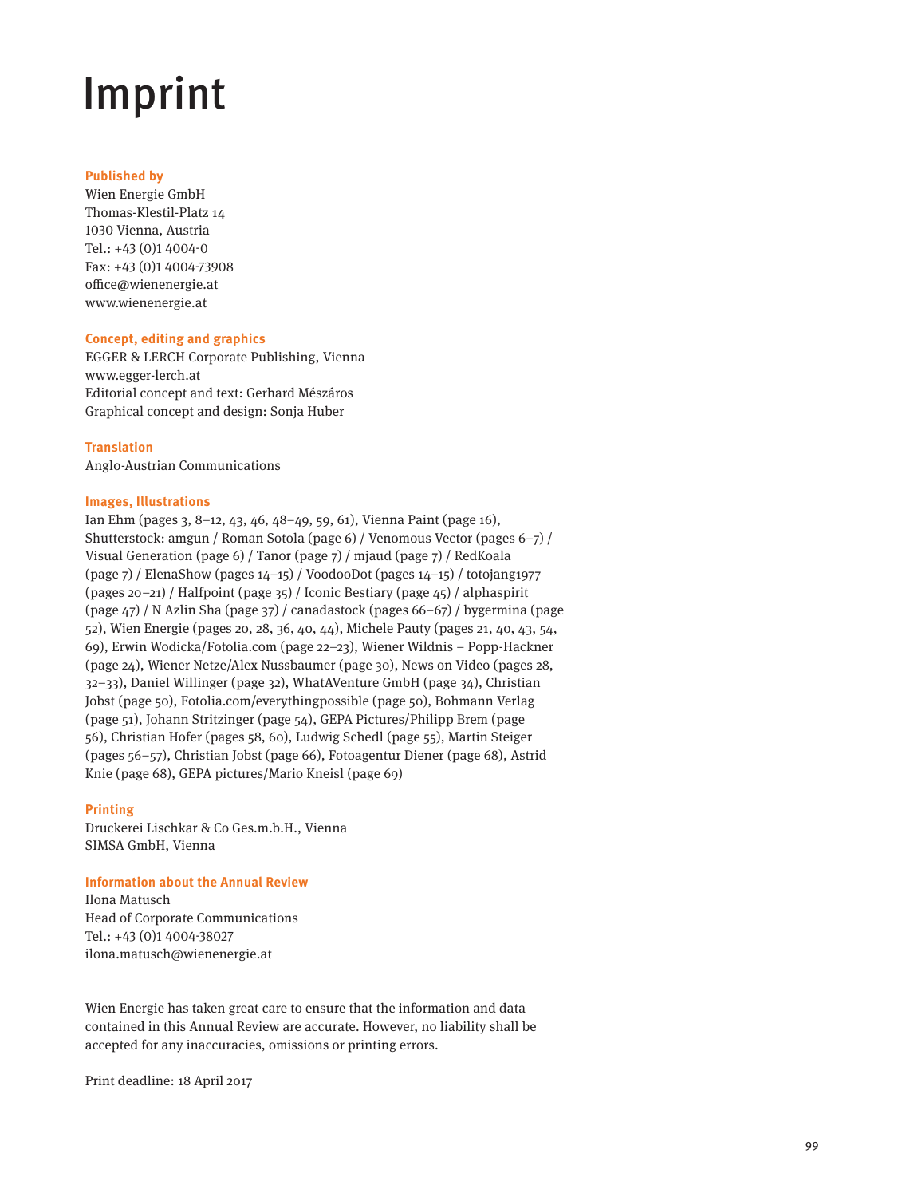# Imprint

**Published by**

Wien Energie GmbH
Thomas-Klestil-Platz 14
1030 Vienna, Austria
Tel.: +43 (0)1 4004-0
Fax: +43 (0)1 4004-73908
office@wienenergie.at
www.wienenergie.at

**Concept, editing and graphics**

EGGER & LERCH Corporate Publishing, Vienna
www.egger-lerch.at
Editorial concept and text: Gerhard Mészáros
Graphical concept and design: Sonja Huber

**Translation**

Anglo-Austrian Communications

**Images, Illustrations**

Ian Ehm (pages 3, 8–12, 43, 46, 48–49, 59, 61), Vienna Paint (page 16), Shutterstock: amgun / Roman Sotola (page 6) / Venomous Vector (pages 6–7) / Visual Generation (page 6) / Tanor (page 7) / mjaud (page 7) / RedKoala (page 7) / ElenaShow (pages 14–15) / VoodooDot (pages 14–15) / totojang1977 (pages 20–21) / Halfpoint (page 35) / Iconic Bestiary (page 45) / alphaspirit (page 47) / N Azlin Sha (page 37) / canadastock (pages 66–67) / bygermina (page 52), Wien Energie (pages 20, 28, 36, 40, 44), Michele Pauty (pages 21, 40, 43, 54, 69), Erwin Wodicka/Fotolia.com (page 22–23), Wiener Wildnis – Popp-Hackner (page 24), Wiener Netze/Alex Nussbaumer (page 30), News on Video (pages 28, 32–33), Daniel Willinger (page 32), WhatAVenture GmbH (page 34), Christian Jobst (page 50), Fotolia.com/everythingpossible (page 50), Bohmann Verlag (page 51), Johann Stritzinger (page 54), GEPA Pictures/Philipp Brem (page 56), Christian Hofer (pages 58, 60), Ludwig Schedl (page 55), Martin Steiger (pages 56–57), Christian Jobst (page 66), Fotoagentur Diener (page 68), Astrid Knie (page 68), GEPA pictures/Mario Kneisl (page 69)

**Printing**

Druckerei Lischkar & Co Ges.m.b.H., Vienna
SIMSA GmbH, Vienna

**Information about the Annual Review**

Ilona Matusch
Head of Corporate Communications
Tel.: +43 (0)1 4004-38027
ilona.matusch@wienenergie.at

Wien Energie has taken great care to ensure that the information and data contained in this Annual Review are accurate. However, no liability shall be accepted for any inaccuracies, omissions or printing errors.

Print deadline: 18 April 2017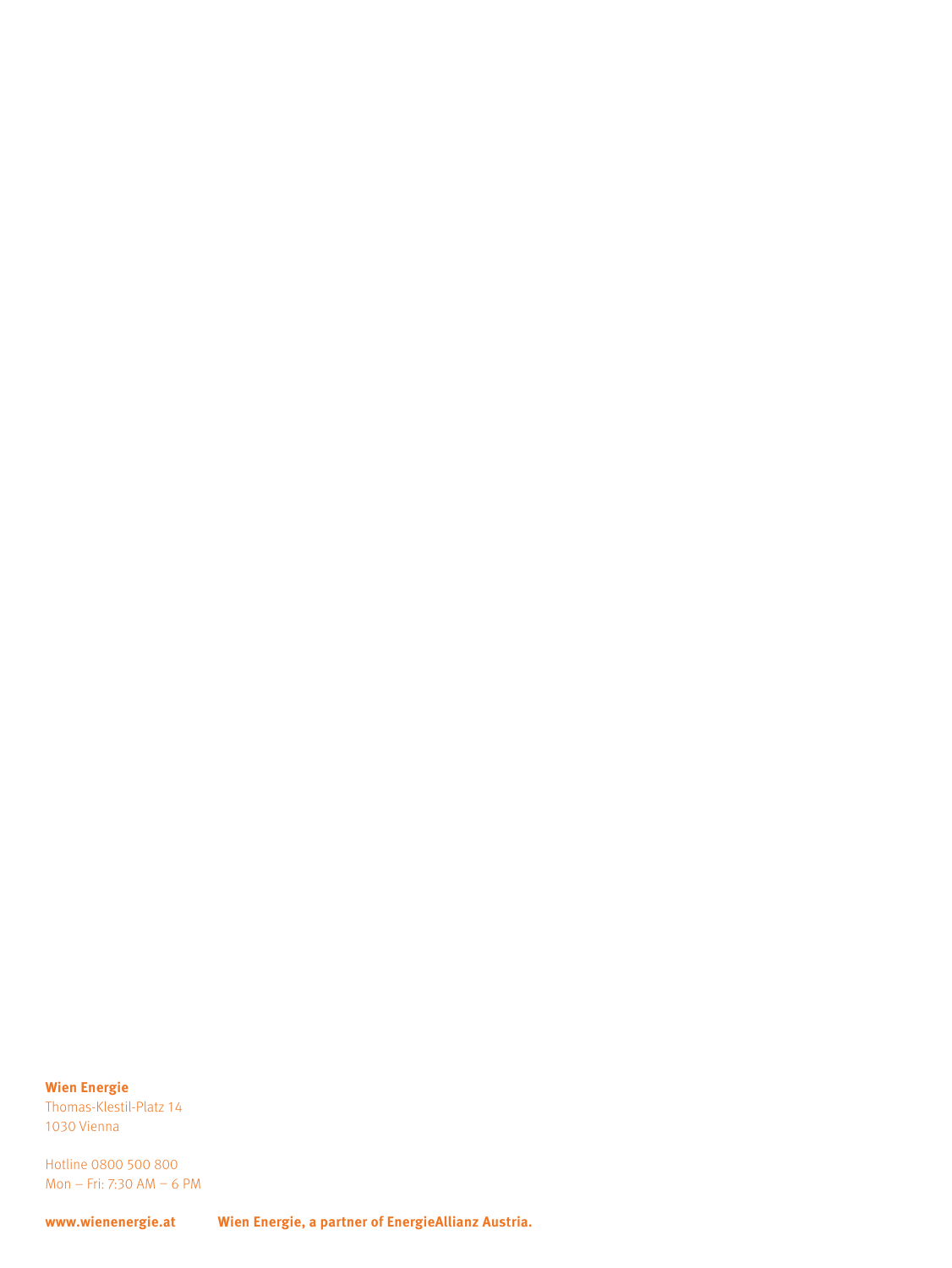**Wien Energie**
Thomas-Klestil-Platz 14
1030 Vienna

Hotline 0800 500 800
Mon – Fri: 7:30 AM – 6 PM

**www.wienenergie.at** **Wien Energie, a partner of EnergieAllianz Austria.**